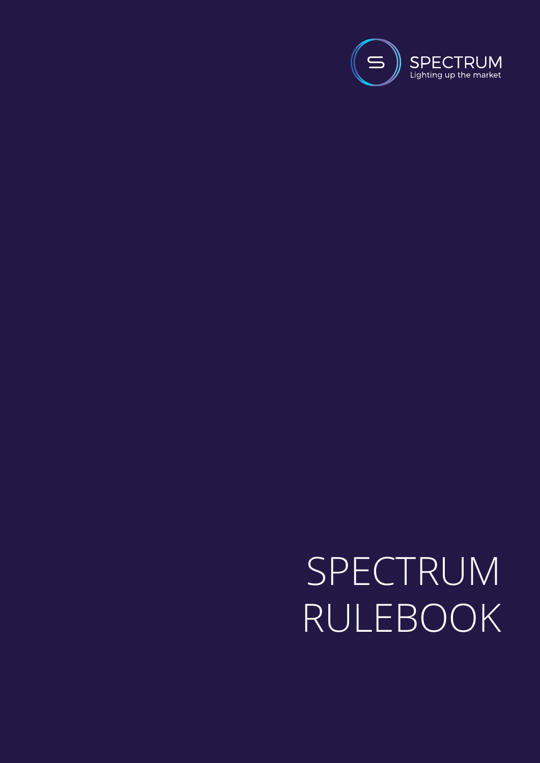SPECTRUM
Lighting up the market

# SPECTRUM RULEBOOK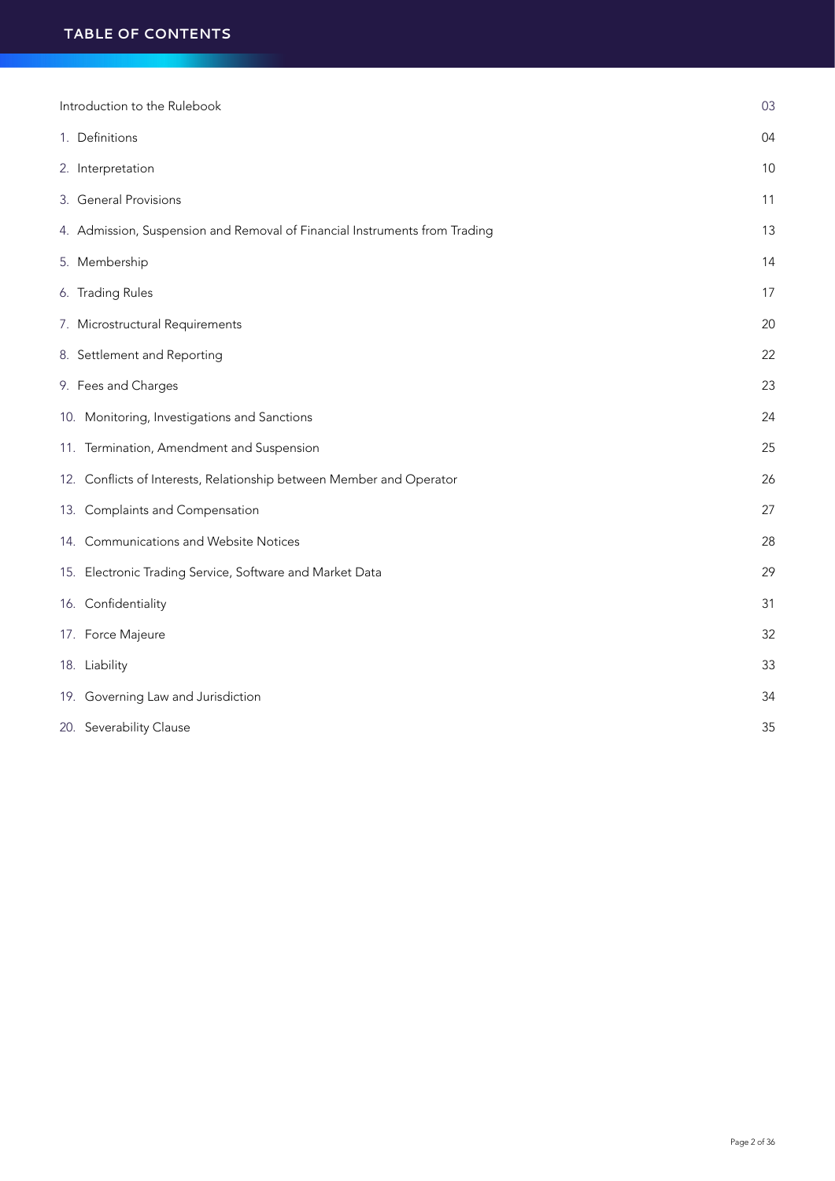# TABLE OF CONTENTS

| | |
|---|---|
| Introduction to the Rulebook | 03 |
| 1. Definitions | 04 |
| 2. Interpretation | 10 |
| 3. General Provisions | 11 |
| 4. Admission, Suspension and Removal of Financial Instruments from Trading | 13 |
| 5. Membership | 14 |
| 6. Trading Rules | 17 |
| 7. Microstructural Requirements | 20 |
| 8. Settlement and Reporting | 22 |
| 9. Fees and Charges | 23 |
| 10. Monitoring, Investigations and Sanctions | 24 |
| 11. Termination, Amendment and Suspension | 25 |
| 12. Conflicts of Interests, Relationship between Member and Operator | 26 |
| 13. Complaints and Compensation | 27 |
| 14. Communications and Website Notices | 28 |
| 15. Electronic Trading Service, Software and Market Data | 29 |
| 16. Confidentiality | 31 |
| 17. Force Majeure | 32 |
| 18. Liability | 33 |
| 19. Governing Law and Jurisdiction | 34 |
| 20. Severability Clause | 35 |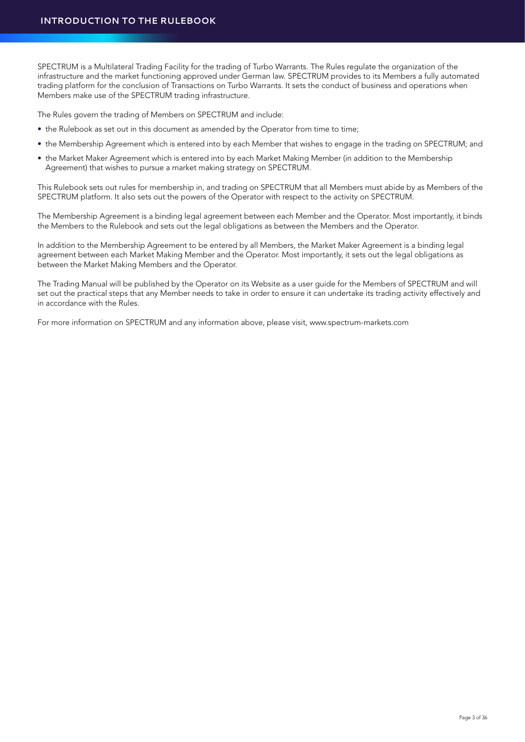# INTRODUCTION TO THE RULEBOOK

SPECTRUM is a Multilateral Trading Facility for the trading of Turbo Warrants. The Rules regulate the organization of the infrastructure and the market functioning approved under German law. SPECTRUM provides to its Members a fully automated trading platform for the conclusion of Transactions on Turbo Warrants. It sets the conduct of business and operations when Members make use of the SPECTRUM trading infrastructure.

The Rules govern the trading of Members on SPECTRUM and include:

- the Rulebook as set out in this document as amended by the Operator from time to time;
- the Membership Agreement which is entered into by each Member that wishes to engage in the trading on SPECTRUM; and
- the Market Maker Agreement which is entered into by each Market Making Member (in addition to the Membership Agreement) that wishes to pursue a market making strategy on SPECTRUM.

This Rulebook sets out rules for membership in, and trading on SPECTRUM that all Members must abide by as Members of the SPECTRUM platform. It also sets out the powers of the Operator with respect to the activity on SPECTRUM.

The Membership Agreement is a binding legal agreement between each Member and the Operator. Most importantly, it binds the Members to the Rulebook and sets out the legal obligations as between the Members and the Operator.

In addition to the Membership Agreement to be entered by all Members, the Market Maker Agreement is a binding legal agreement between each Market Making Member and the Operator. Most importantly, it sets out the legal obligations as between the Market Making Members and the Operator.

The Trading Manual will be published by the Operator on its Website as a user guide for the Members of SPECTRUM and will set out the practical steps that any Member needs to take in order to ensure it can undertake its trading activity effectively and in accordance with the Rules.

For more information on SPECTRUM and any information above, please visit, www.spectrum-markets.com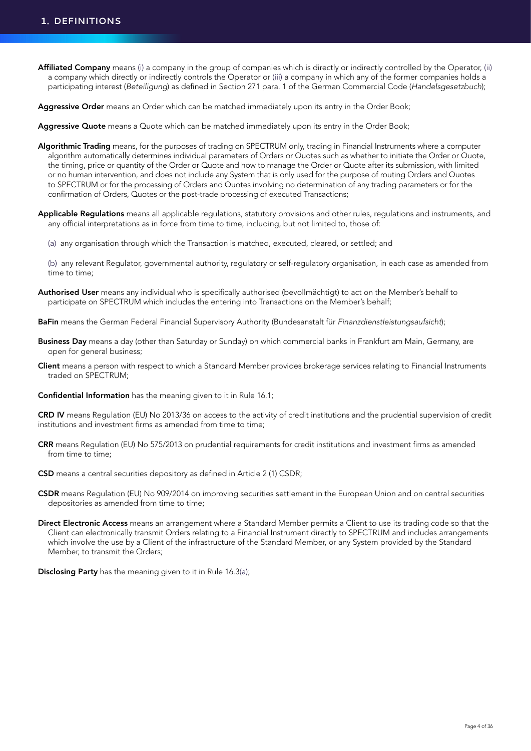# 1. DEFINITIONS

**Affiliated Company** means (i) a company in the group of companies which is directly or indirectly controlled by the Operator, (ii) a company which directly or indirectly controls the Operator or (iii) a company in which any of the former companies holds a participating interest (*Beteiligung*) as defined in Section 271 para. 1 of the German Commercial Code (*Handelsgesetzbuch*);

**Aggressive Order** means an Order which can be matched immediately upon its entry in the Order Book;

**Aggressive Quote** means a Quote which can be matched immediately upon its entry in the Order Book;

**Algorithmic Trading** means, for the purposes of trading on SPECTRUM only, trading in Financial Instruments where a computer algorithm automatically determines individual parameters of Orders or Quotes such as whether to initiate the Order or Quote, the timing, price or quantity of the Order or Quote and how to manage the Order or Quote after its submission, with limited or no human intervention, and does not include any System that is only used for the purpose of routing Orders and Quotes to SPECTRUM or for the processing of Orders and Quotes involving no determination of any trading parameters or for the confirmation of Orders, Quotes or the post-trade processing of executed Transactions;

**Applicable Regulations** means all applicable regulations, statutory provisions and other rules, regulations and instruments, and any official interpretations as in force from time to time, including, but not limited to, those of:

(a) any organisation through which the Transaction is matched, executed, cleared, or settled; and

(b) any relevant Regulator, governmental authority, regulatory or self-regulatory organisation, in each case as amended from time to time;

**Authorised User** means any individual who is specifically authorised (bevollmächtigt) to act on the Member's behalf to participate on SPECTRUM which includes the entering into Transactions on the Member's behalf;

**BaFin** means the German Federal Financial Supervisory Authority (Bundesanstalt für *Finanzdienstleistungsaufsicht*);

**Business Day** means a day (other than Saturday or Sunday) on which commercial banks in Frankfurt am Main, Germany, are open for general business;

**Client** means a person with respect to which a Standard Member provides brokerage services relating to Financial Instruments traded on SPECTRUM;

**Confidential Information** has the meaning given to it in Rule 16.1;

**CRD IV** means Regulation (EU) No 2013/36 on access to the activity of credit institutions and the prudential supervision of credit institutions and investment firms as amended from time to time;

**CRR** means Regulation (EU) No 575/2013 on prudential requirements for credit institutions and investment firms as amended from time to time;

**CSD** means a central securities depository as defined in Article 2 (1) CSDR;

**CSDR** means Regulation (EU) No 909/2014 on improving securities settlement in the European Union and on central securities depositories as amended from time to time;

**Direct Electronic Access** means an arrangement where a Standard Member permits a Client to use its trading code so that the Client can electronically transmit Orders relating to a Financial Instrument directly to SPECTRUM and includes arrangements which involve the use by a Client of the infrastructure of the Standard Member, or any System provided by the Standard Member, to transmit the Orders;

**Disclosing Party** has the meaning given to it in Rule 16.3(a);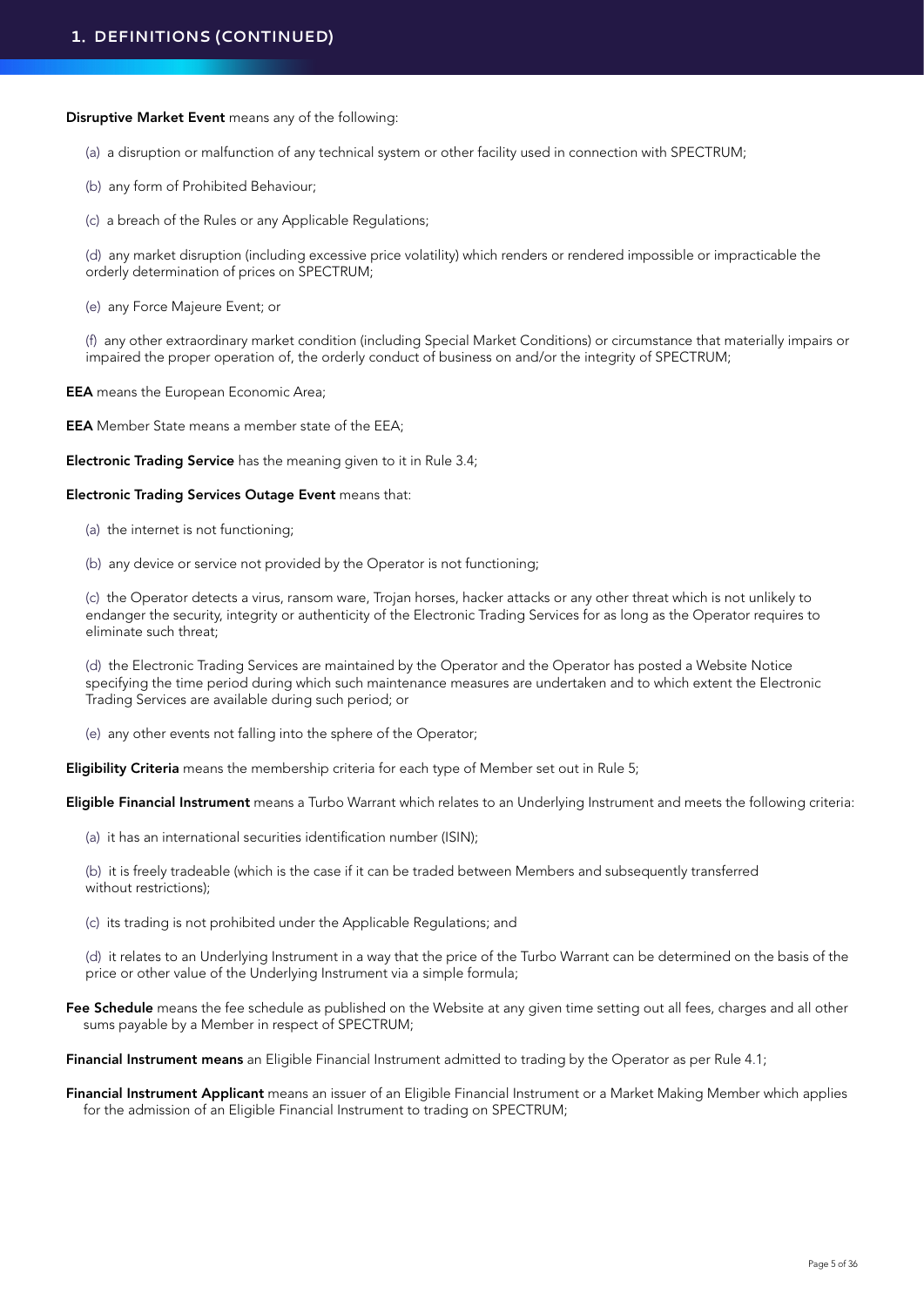## 1. DEFINITIONS (CONTINUED)

**Disruptive Market Event** means any of the following:

(a) a disruption or malfunction of any technical system or other facility used in connection with SPECTRUM;

(b) any form of Prohibited Behaviour;

(c) a breach of the Rules or any Applicable Regulations;

(d) any market disruption (including excessive price volatility) which renders or rendered impossible or impracticable the orderly determination of prices on SPECTRUM;

(e) any Force Majeure Event; or

(f) any other extraordinary market condition (including Special Market Conditions) or circumstance that materially impairs or impaired the proper operation of, the orderly conduct of business on and/or the integrity of SPECTRUM;

**EEA** means the European Economic Area;

**EEA** Member State means a member state of the EEA;

**Electronic Trading Service** has the meaning given to it in Rule 3.4;

**Electronic Trading Services Outage Event** means that:

(a) the internet is not functioning;

(b) any device or service not provided by the Operator is not functioning;

(c) the Operator detects a virus, ransom ware, Trojan horses, hacker attacks or any other threat which is not unlikely to endanger the security, integrity or authenticity of the Electronic Trading Services for as long as the Operator requires to eliminate such threat;

(d) the Electronic Trading Services are maintained by the Operator and the Operator has posted a Website Notice specifying the time period during which such maintenance measures are undertaken and to which extent the Electronic Trading Services are available during such period; or

(e) any other events not falling into the sphere of the Operator;

**Eligibility Criteria** means the membership criteria for each type of Member set out in Rule 5;

**Eligible Financial Instrument** means a Turbo Warrant which relates to an Underlying Instrument and meets the following criteria:

(a) it has an international securities identification number (ISIN);

(b) it is freely tradeable (which is the case if it can be traded between Members and subsequently transferred without restrictions);

(c) its trading is not prohibited under the Applicable Regulations; and

(d) it relates to an Underlying Instrument in a way that the price of the Turbo Warrant can be determined on the basis of the price or other value of the Underlying Instrument via a simple formula;

**Fee Schedule** means the fee schedule as published on the Website at any given time setting out all fees, charges and all other sums payable by a Member in respect of SPECTRUM;

**Financial Instrument means** an Eligible Financial Instrument admitted to trading by the Operator as per Rule 4.1;

**Financial Instrument Applicant** means an issuer of an Eligible Financial Instrument or a Market Making Member which applies for the admission of an Eligible Financial Instrument to trading on SPECTRUM;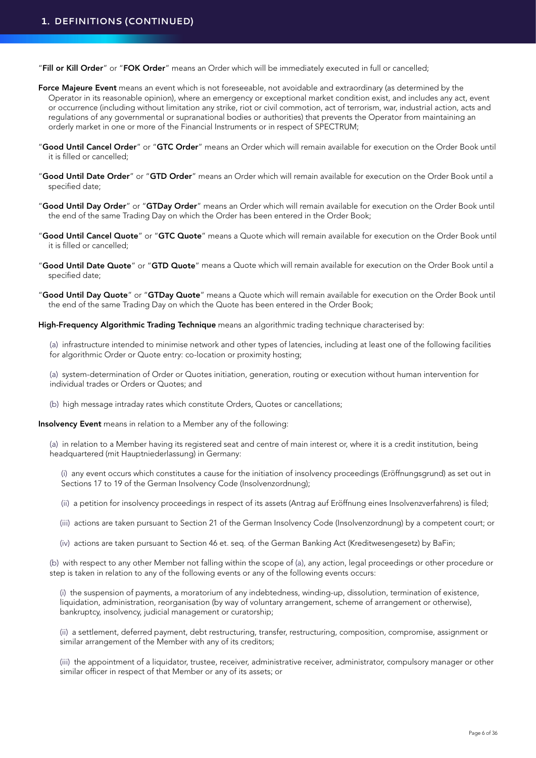## 1. DEFINITIONS (CONTINUED)

"**Fill or Kill Order**" or "**FOK Order**" means an Order which will be immediately executed in full or cancelled;

**Force Majeure Event** means an event which is not foreseeable, not avoidable and extraordinary (as determined by the Operator in its reasonable opinion), where an emergency or exceptional market condition exist, and includes any act, event or occurrence (including without limitation any strike, riot or civil commotion, act of terrorism, war, industrial action, acts and regulations of any governmental or supranational bodies or authorities) that prevents the Operator from maintaining an orderly market in one or more of the Financial Instruments or in respect of SPECTRUM;

"**Good Until Cancel Order**" or "**GTC Order**" means an Order which will remain available for execution on the Order Book until it is filled or cancelled;

"**Good Until Date Order**" or "**GTD Order**" means an Order which will remain available for execution on the Order Book until a specified date;

"**Good Until Day Order**" or "**GTDay Order**" means an Order which will remain available for execution on the Order Book until the end of the same Trading Day on which the Order has been entered in the Order Book;

"**Good Until Cancel Quote**" or "**GTC Quote**" means a Quote which will remain available for execution on the Order Book until it is filled or cancelled;

"**Good Until Date Quote**" or "**GTD Quote**" means a Quote which will remain available for execution on the Order Book until a specified date;

"**Good Until Day Quote**" or "**GTDay Quote**" means a Quote which will remain available for execution on the Order Book until the end of the same Trading Day on which the Quote has been entered in the Order Book;

**High-Frequency Algorithmic Trading Technique** means an algorithmic trading technique characterised by:

(a) infrastructure intended to minimise network and other types of latencies, including at least one of the following facilities for algorithmic Order or Quote entry: co-location or proximity hosting;

(a) system-determination of Order or Quotes initiation, generation, routing or execution without human intervention for individual trades or Orders or Quotes; and

(b) high message intraday rates which constitute Orders, Quotes or cancellations;

**Insolvency Event** means in relation to a Member any of the following:

(a) in relation to a Member having its registered seat and centre of main interest or, where it is a credit institution, being headquartered (mit Hauptniederlassung) in Germany:

(i) any event occurs which constitutes a cause for the initiation of insolvency proceedings (Eröffnungsgrund) as set out in Sections 17 to 19 of the German Insolvency Code (Insolvenzordnung);

(ii) a petition for insolvency proceedings in respect of its assets (Antrag auf Eröffnung eines Insolvenzverfahrens) is filed;

(iii) actions are taken pursuant to Section 21 of the German Insolvency Code (Insolvenzordnung) by a competent court; or

(iv) actions are taken pursuant to Section 46 et. seq. of the German Banking Act (Kreditwesengesetz) by BaFin;

(b) with respect to any other Member not falling within the scope of (a), any action, legal proceedings or other procedure or step is taken in relation to any of the following events or any of the following events occurs:

(i) the suspension of payments, a moratorium of any indebtedness, winding-up, dissolution, termination of existence, liquidation, administration, reorganisation (by way of voluntary arrangement, scheme of arrangement or otherwise), bankruptcy, insolvency, judicial management or curatorship;

(ii) a settlement, deferred payment, debt restructuring, transfer, restructuring, composition, compromise, assignment or similar arrangement of the Member with any of its creditors;

(iii) the appointment of a liquidator, trustee, receiver, administrative receiver, administrator, compulsory manager or other similar officer in respect of that Member or any of its assets; or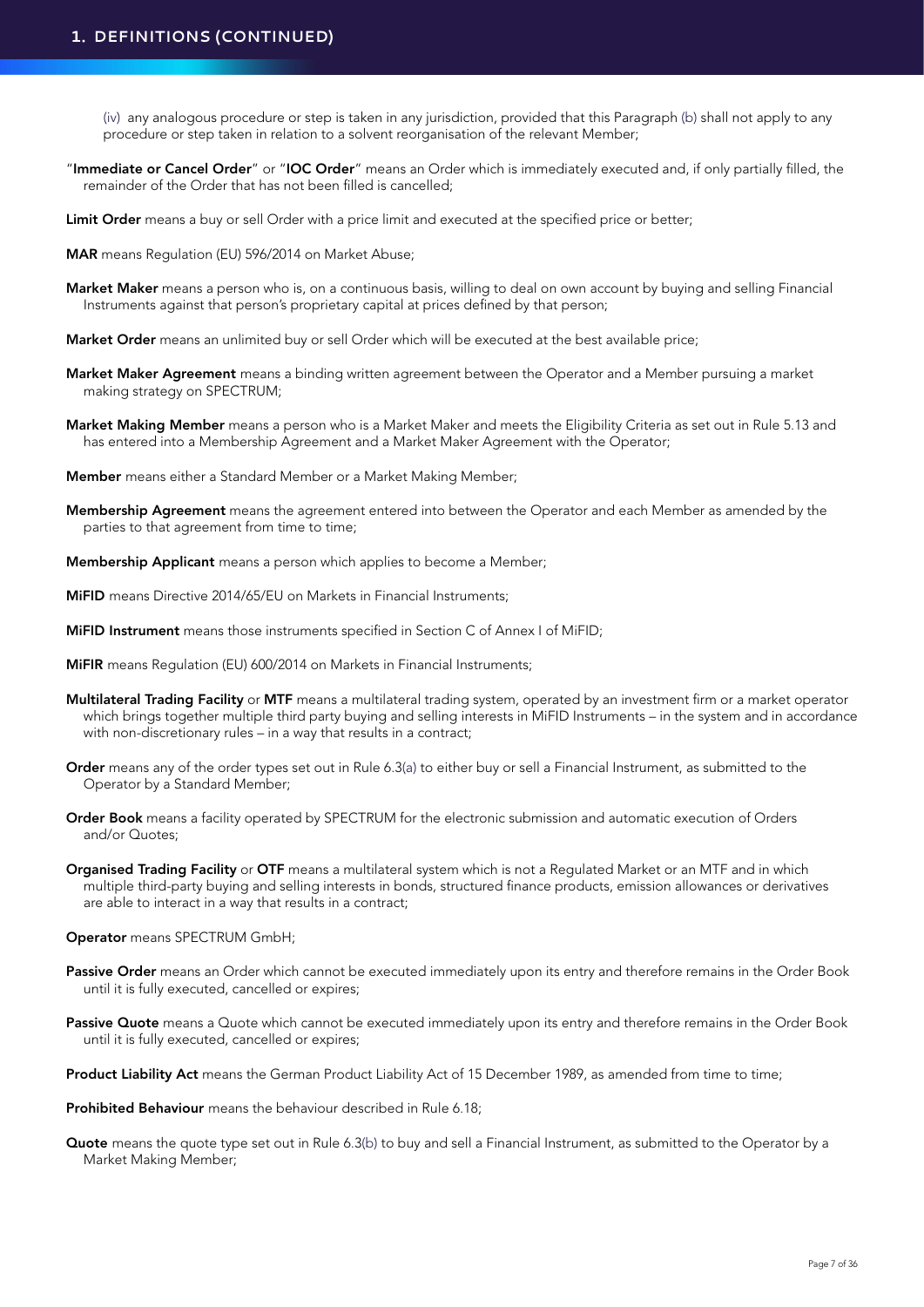## 1. DEFINITIONS (CONTINUED)

(iv) any analogous procedure or step is taken in any jurisdiction, provided that this Paragraph (b) shall not apply to any procedure or step taken in relation to a solvent reorganisation of the relevant Member;

"**Immediate or Cancel Order**" or "**IOC Order**" means an Order which is immediately executed and, if only partially filled, the remainder of the Order that has not been filled is cancelled;

**Limit Order** means a buy or sell Order with a price limit and executed at the specified price or better;

**MAR** means Regulation (EU) 596/2014 on Market Abuse;

**Market Maker** means a person who is, on a continuous basis, willing to deal on own account by buying and selling Financial Instruments against that person's proprietary capital at prices defined by that person;

**Market Order** means an unlimited buy or sell Order which will be executed at the best available price;

**Market Maker Agreement** means a binding written agreement between the Operator and a Member pursuing a market making strategy on SPECTRUM;

**Market Making Member** means a person who is a Market Maker and meets the Eligibility Criteria as set out in Rule 5.13 and has entered into a Membership Agreement and a Market Maker Agreement with the Operator;

**Member** means either a Standard Member or a Market Making Member;

**Membership Agreement** means the agreement entered into between the Operator and each Member as amended by the parties to that agreement from time to time;

**Membership Applicant** means a person which applies to become a Member;

**MiFID** means Directive 2014/65/EU on Markets in Financial Instruments;

**MiFID Instrument** means those instruments specified in Section C of Annex I of MiFID;

**MiFIR** means Regulation (EU) 600/2014 on Markets in Financial Instruments;

**Multilateral Trading Facility** or **MTF** means a multilateral trading system, operated by an investment firm or a market operator which brings together multiple third party buying and selling interests in MiFID Instruments – in the system and in accordance with non-discretionary rules – in a way that results in a contract;

**Order** means any of the order types set out in Rule 6.3(a) to either buy or sell a Financial Instrument, as submitted to the Operator by a Standard Member;

**Order Book** means a facility operated by SPECTRUM for the electronic submission and automatic execution of Orders and/or Quotes;

**Organised Trading Facility** or **OTF** means a multilateral system which is not a Regulated Market or an MTF and in which multiple third-party buying and selling interests in bonds, structured finance products, emission allowances or derivatives are able to interact in a way that results in a contract;

**Operator** means SPECTRUM GmbH;

**Passive Order** means an Order which cannot be executed immediately upon its entry and therefore remains in the Order Book until it is fully executed, cancelled or expires;

**Passive Quote** means a Quote which cannot be executed immediately upon its entry and therefore remains in the Order Book until it is fully executed, cancelled or expires;

**Product Liability Act** means the German Product Liability Act of 15 December 1989, as amended from time to time;

**Prohibited Behaviour** means the behaviour described in Rule 6.18;

**Quote** means the quote type set out in Rule 6.3(b) to buy and sell a Financial Instrument, as submitted to the Operator by a Market Making Member;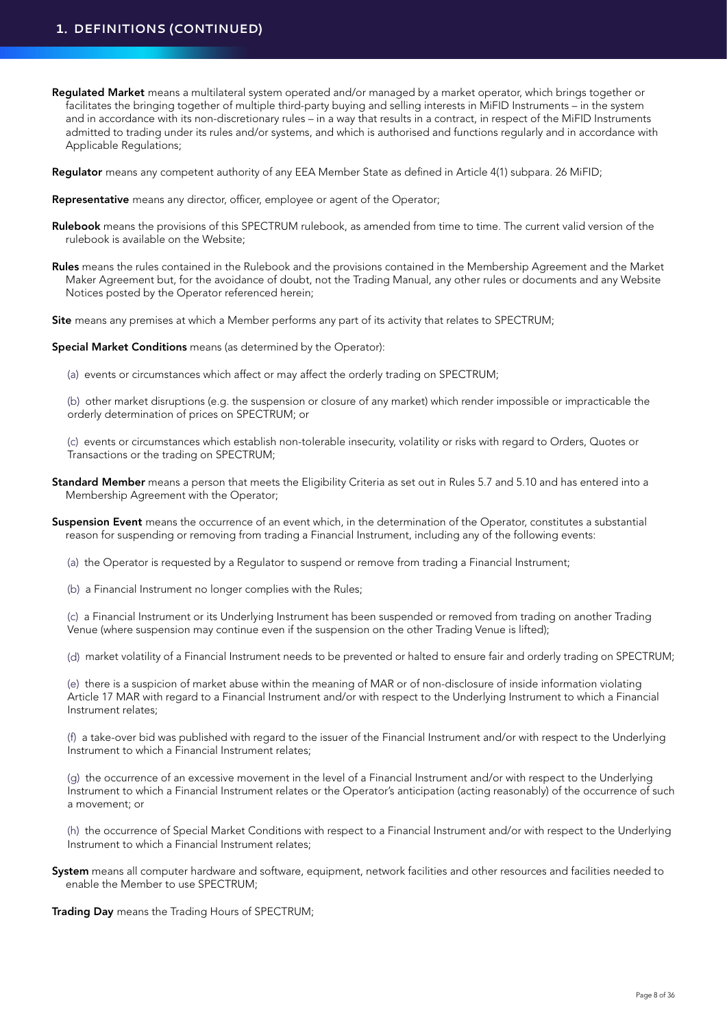## 1. DEFINITIONS (CONTINUED)

**Regulated Market** means a multilateral system operated and/or managed by a market operator, which brings together or facilitates the bringing together of multiple third-party buying and selling interests in MiFID Instruments – in the system and in accordance with its non-discretionary rules – in a way that results in a contract, in respect of the MiFID Instruments admitted to trading under its rules and/or systems, and which is authorised and functions regularly and in accordance with Applicable Regulations;

**Regulator** means any competent authority of any EEA Member State as defined in Article 4(1) subpara. 26 MiFID;

**Representative** means any director, officer, employee or agent of the Operator;

**Rulebook** means the provisions of this SPECTRUM rulebook, as amended from time to time. The current valid version of the rulebook is available on the Website;

**Rules** means the rules contained in the Rulebook and the provisions contained in the Membership Agreement and the Market Maker Agreement but, for the avoidance of doubt, not the Trading Manual, any other rules or documents and any Website Notices posted by the Operator referenced herein;

**Site** means any premises at which a Member performs any part of its activity that relates to SPECTRUM;

**Special Market Conditions** means (as determined by the Operator):

(a) events or circumstances which affect or may affect the orderly trading on SPECTRUM;

(b) other market disruptions (e.g. the suspension or closure of any market) which render impossible or impracticable the orderly determination of prices on SPECTRUM; or

(c) events or circumstances which establish non-tolerable insecurity, volatility or risks with regard to Orders, Quotes or Transactions or the trading on SPECTRUM;

**Standard Member** means a person that meets the Eligibility Criteria as set out in Rules 5.7 and 5.10 and has entered into a Membership Agreement with the Operator;

**Suspension Event** means the occurrence of an event which, in the determination of the Operator, constitutes a substantial reason for suspending or removing from trading a Financial Instrument, including any of the following events:

(a) the Operator is requested by a Regulator to suspend or remove from trading a Financial Instrument;

(b) a Financial Instrument no longer complies with the Rules;

(c) a Financial Instrument or its Underlying Instrument has been suspended or removed from trading on another Trading Venue (where suspension may continue even if the suspension on the other Trading Venue is lifted);

(d) market volatility of a Financial Instrument needs to be prevented or halted to ensure fair and orderly trading on SPECTRUM;

(e) there is a suspicion of market abuse within the meaning of MAR or of non-disclosure of inside information violating Article 17 MAR with regard to a Financial Instrument and/or with respect to the Underlying Instrument to which a Financial Instrument relates;

(f) a take-over bid was published with regard to the issuer of the Financial Instrument and/or with respect to the Underlying Instrument to which a Financial Instrument relates;

(g) the occurrence of an excessive movement in the level of a Financial Instrument and/or with respect to the Underlying Instrument to which a Financial Instrument relates or the Operator's anticipation (acting reasonably) of the occurrence of such a movement; or

(h) the occurrence of Special Market Conditions with respect to a Financial Instrument and/or with respect to the Underlying Instrument to which a Financial Instrument relates;

**System** means all computer hardware and software, equipment, network facilities and other resources and facilities needed to enable the Member to use SPECTRUM;

**Trading Day** means the Trading Hours of SPECTRUM;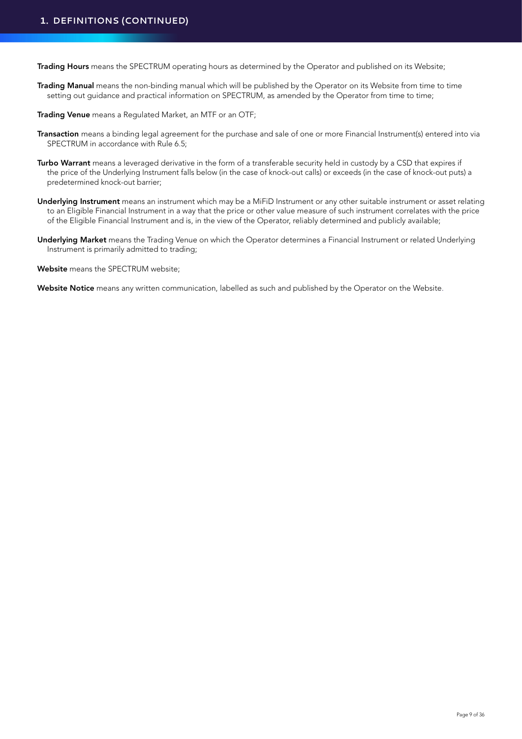## 1. DEFINITIONS (CONTINUED)

**Trading Hours** means the SPECTRUM operating hours as determined by the Operator and published on its Website;

**Trading Manual** means the non-binding manual which will be published by the Operator on its Website from time to time setting out guidance and practical information on SPECTRUM, as amended by the Operator from time to time;

**Trading Venue** means a Regulated Market, an MTF or an OTF;

**Transaction** means a binding legal agreement for the purchase and sale of one or more Financial Instrument(s) entered into via SPECTRUM in accordance with Rule 6.5;

**Turbo Warrant** means a leveraged derivative in the form of a transferable security held in custody by a CSD that expires if the price of the Underlying Instrument falls below (in the case of knock-out calls) or exceeds (in the case of knock-out puts) a predetermined knock-out barrier;

**Underlying Instrument** means an instrument which may be a MiFiD Instrument or any other suitable instrument or asset relating to an Eligible Financial Instrument in a way that the price or other value measure of such instrument correlates with the price of the Eligible Financial Instrument and is, in the view of the Operator, reliably determined and publicly available;

**Underlying Market** means the Trading Venue on which the Operator determines a Financial Instrument or related Underlying Instrument is primarily admitted to trading;

**Website** means the SPECTRUM website;

**Website Notice** means any written communication, labelled as such and published by the Operator on the Website.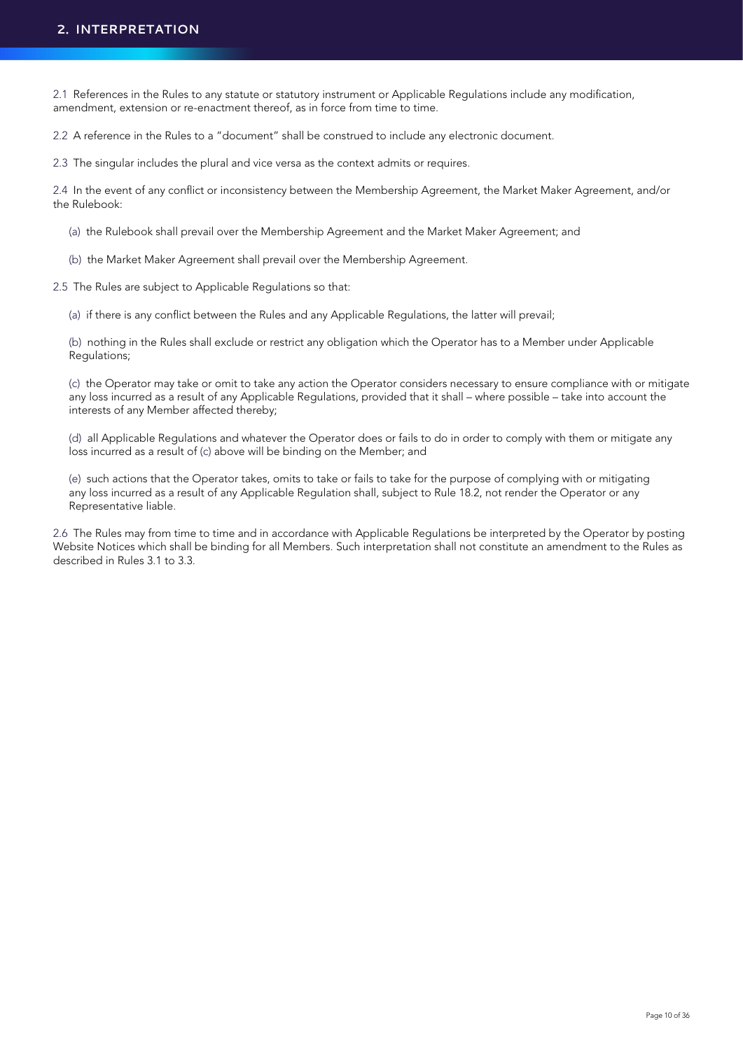## 2. INTERPRETATION

2.1 References in the Rules to any statute or statutory instrument or Applicable Regulations include any modification, amendment, extension or re-enactment thereof, as in force from time to time.

2.2 A reference in the Rules to a "document" shall be construed to include any electronic document.

2.3 The singular includes the plural and vice versa as the context admits or requires.

2.4 In the event of any conflict or inconsistency between the Membership Agreement, the Market Maker Agreement, and/or the Rulebook:

(a) the Rulebook shall prevail over the Membership Agreement and the Market Maker Agreement; and

(b) the Market Maker Agreement shall prevail over the Membership Agreement.

2.5 The Rules are subject to Applicable Regulations so that:

(a) if there is any conflict between the Rules and any Applicable Regulations, the latter will prevail;

(b) nothing in the Rules shall exclude or restrict any obligation which the Operator has to a Member under Applicable Regulations;

(c) the Operator may take or omit to take any action the Operator considers necessary to ensure compliance with or mitigate any loss incurred as a result of any Applicable Regulations, provided that it shall – where possible – take into account the interests of any Member affected thereby;

(d) all Applicable Regulations and whatever the Operator does or fails to do in order to comply with them or mitigate any loss incurred as a result of (c) above will be binding on the Member; and

(e) such actions that the Operator takes, omits to take or fails to take for the purpose of complying with or mitigating any loss incurred as a result of any Applicable Regulation shall, subject to Rule 18.2, not render the Operator or any Representative liable.

2.6 The Rules may from time to time and in accordance with Applicable Regulations be interpreted by the Operator by posting Website Notices which shall be binding for all Members. Such interpretation shall not constitute an amendment to the Rules as described in Rules 3.1 to 3.3.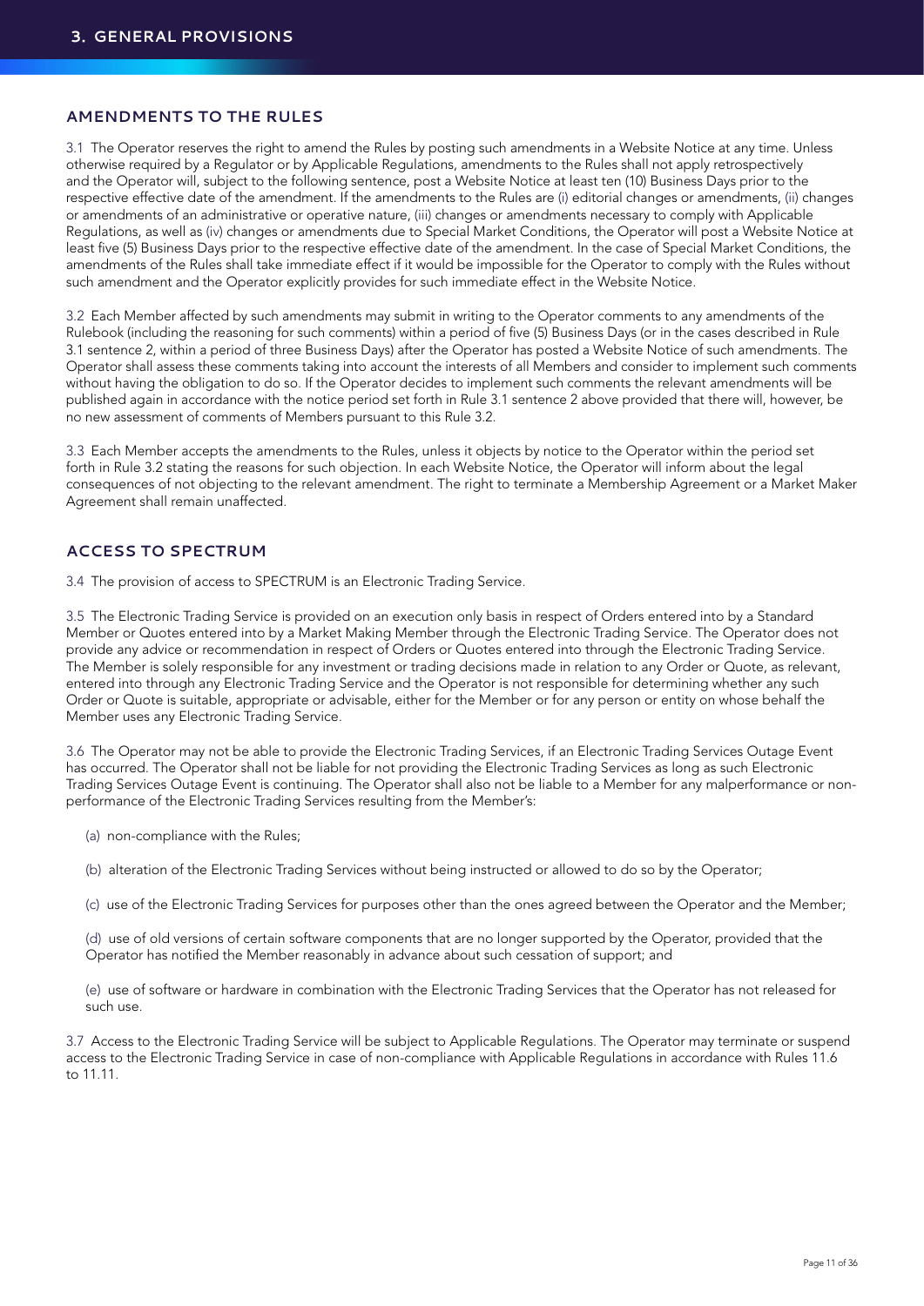# 3. GENERAL PROVISIONS

## AMENDMENTS TO THE RULES

3.1 The Operator reserves the right to amend the Rules by posting such amendments in a Website Notice at any time. Unless otherwise required by a Regulator or by Applicable Regulations, amendments to the Rules shall not apply retrospectively and the Operator will, subject to the following sentence, post a Website Notice at least ten (10) Business Days prior to the respective effective date of the amendment. If the amendments to the Rules are (i) editorial changes or amendments, (ii) changes or amendments of an administrative or operative nature, (iii) changes or amendments necessary to comply with Applicable Regulations, as well as (iv) changes or amendments due to Special Market Conditions, the Operator will post a Website Notice at least five (5) Business Days prior to the respective effective date of the amendment. In the case of Special Market Conditions, the amendments of the Rules shall take immediate effect if it would be impossible for the Operator to comply with the Rules without such amendment and the Operator explicitly provides for such immediate effect in the Website Notice.

3.2 Each Member affected by such amendments may submit in writing to the Operator comments to any amendments of the Rulebook (including the reasoning for such comments) within a period of five (5) Business Days (or in the cases described in Rule 3.1 sentence 2, within a period of three Business Days) after the Operator has posted a Website Notice of such amendments. The Operator shall assess these comments taking into account the interests of all Members and consider to implement such comments without having the obligation to do so. If the Operator decides to implement such comments the relevant amendments will be published again in accordance with the notice period set forth in Rule 3.1 sentence 2 above provided that there will, however, be no new assessment of comments of Members pursuant to this Rule 3.2.

3.3 Each Member accepts the amendments to the Rules, unless it objects by notice to the Operator within the period set forth in Rule 3.2 stating the reasons for such objection. In each Website Notice, the Operator will inform about the legal consequences of not objecting to the relevant amendment. The right to terminate a Membership Agreement or a Market Maker Agreement shall remain unaffected.

## ACCESS TO SPECTRUM

3.4 The provision of access to SPECTRUM is an Electronic Trading Service.

3.5 The Electronic Trading Service is provided on an execution only basis in respect of Orders entered into by a Standard Member or Quotes entered into by a Market Making Member through the Electronic Trading Service. The Operator does not provide any advice or recommendation in respect of Orders or Quotes entered into through the Electronic Trading Service. The Member is solely responsible for any investment or trading decisions made in relation to any Order or Quote, as relevant, entered into through any Electronic Trading Service and the Operator is not responsible for determining whether any such Order or Quote is suitable, appropriate or advisable, either for the Member or for any person or entity on whose behalf the Member uses any Electronic Trading Service.

3.6 The Operator may not be able to provide the Electronic Trading Services, if an Electronic Trading Services Outage Event has occurred. The Operator shall not be liable for not providing the Electronic Trading Services as long as such Electronic Trading Services Outage Event is continuing. The Operator shall also not be liable to a Member for any malperformance or non-performance of the Electronic Trading Services resulting from the Member's:

(a) non-compliance with the Rules;

(b) alteration of the Electronic Trading Services without being instructed or allowed to do so by the Operator;

(c) use of the Electronic Trading Services for purposes other than the ones agreed between the Operator and the Member;

(d) use of old versions of certain software components that are no longer supported by the Operator, provided that the Operator has notified the Member reasonably in advance about such cessation of support; and

(e) use of software or hardware in combination with the Electronic Trading Services that the Operator has not released for such use.

3.7 Access to the Electronic Trading Service will be subject to Applicable Regulations. The Operator may terminate or suspend access to the Electronic Trading Service in case of non-compliance with Applicable Regulations in accordance with Rules 11.6 to 11.11.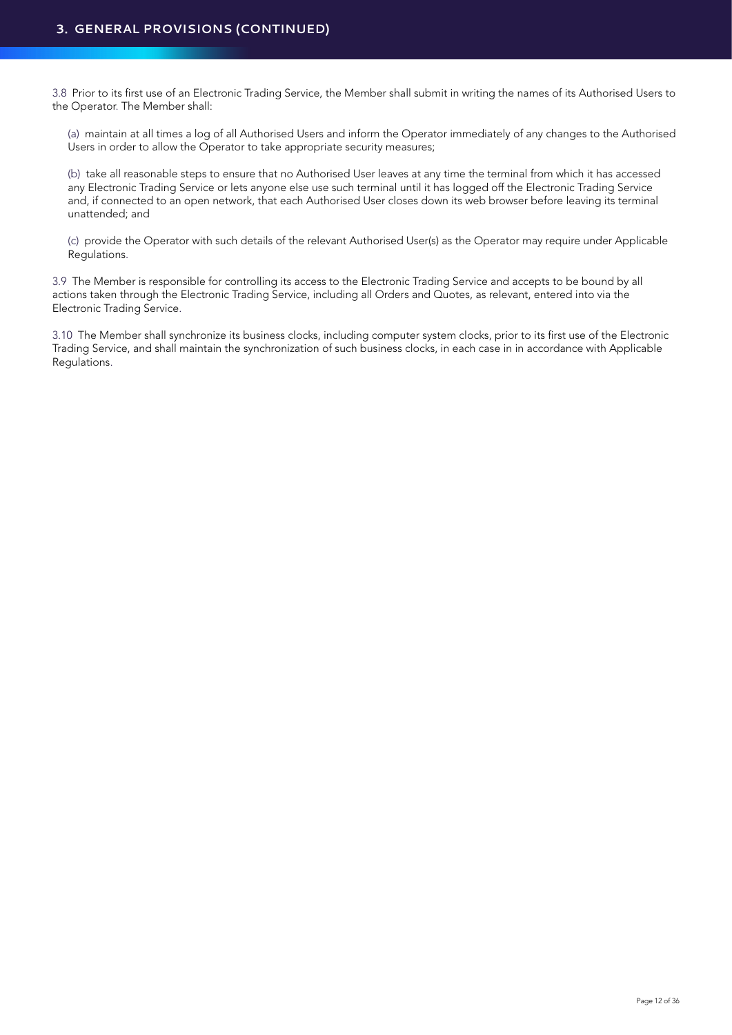## 3. GENERAL PROVISIONS (CONTINUED)

3.8 Prior to its first use of an Electronic Trading Service, the Member shall submit in writing the names of its Authorised Users to the Operator. The Member shall:

(a) maintain at all times a log of all Authorised Users and inform the Operator immediately of any changes to the Authorised Users in order to allow the Operator to take appropriate security measures;

(b) take all reasonable steps to ensure that no Authorised User leaves at any time the terminal from which it has accessed any Electronic Trading Service or lets anyone else use such terminal until it has logged off the Electronic Trading Service and, if connected to an open network, that each Authorised User closes down its web browser before leaving its terminal unattended; and

(c) provide the Operator with such details of the relevant Authorised User(s) as the Operator may require under Applicable Regulations.

3.9 The Member is responsible for controlling its access to the Electronic Trading Service and accepts to be bound by all actions taken through the Electronic Trading Service, including all Orders and Quotes, as relevant, entered into via the Electronic Trading Service.

3.10 The Member shall synchronize its business clocks, including computer system clocks, prior to its first use of the Electronic Trading Service, and shall maintain the synchronization of such business clocks, in each case in in accordance with Applicable Regulations.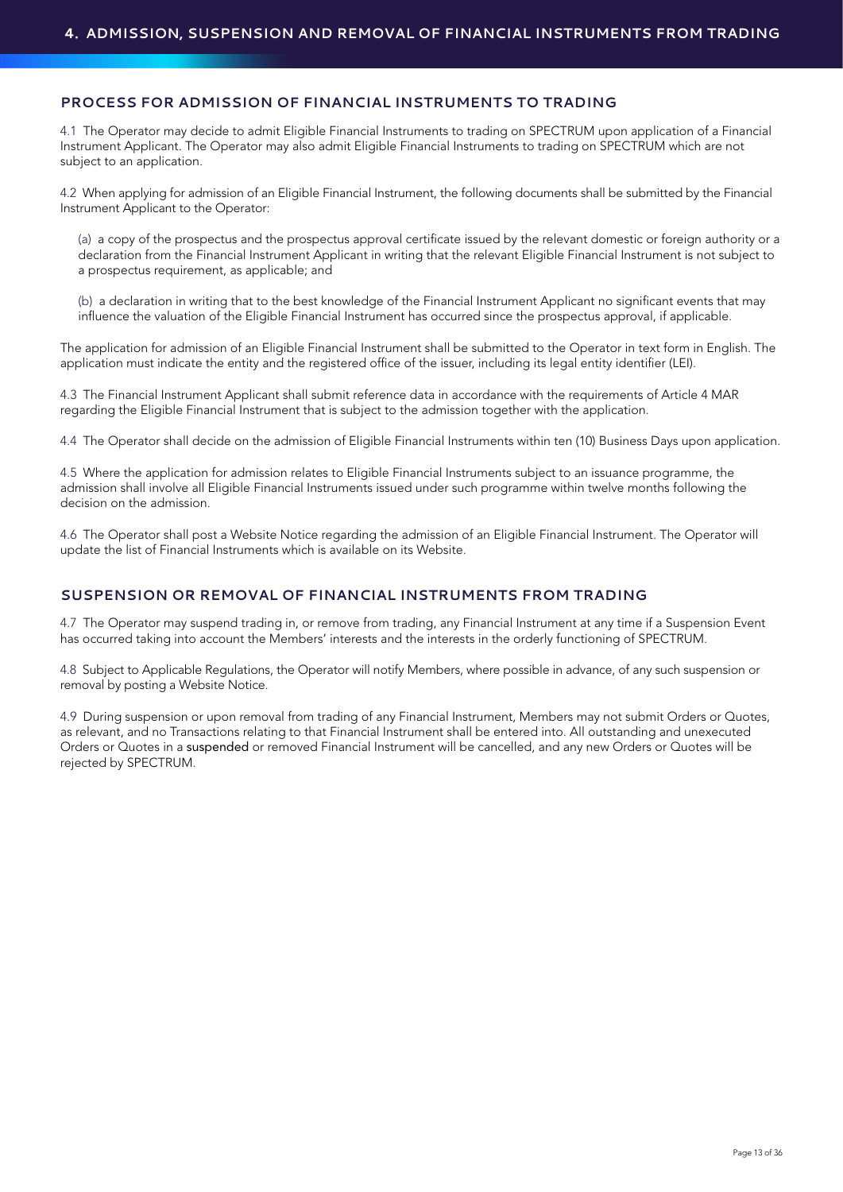# 4. ADMISSION, SUSPENSION AND REMOVAL OF FINANCIAL INSTRUMENTS FROM TRADING

## PROCESS FOR ADMISSION OF FINANCIAL INSTRUMENTS TO TRADING

4.1 The Operator may decide to admit Eligible Financial Instruments to trading on SPECTRUM upon application of a Financial Instrument Applicant. The Operator may also admit Eligible Financial Instruments to trading on SPECTRUM which are not subject to an application.

4.2 When applying for admission of an Eligible Financial Instrument, the following documents shall be submitted by the Financial Instrument Applicant to the Operator:

(a) a copy of the prospectus and the prospectus approval certificate issued by the relevant domestic or foreign authority or a declaration from the Financial Instrument Applicant in writing that the relevant Eligible Financial Instrument is not subject to a prospectus requirement, as applicable; and

(b) a declaration in writing that to the best knowledge of the Financial Instrument Applicant no significant events that may influence the valuation of the Eligible Financial Instrument has occurred since the prospectus approval, if applicable.

The application for admission of an Eligible Financial Instrument shall be submitted to the Operator in text form in English. The application must indicate the entity and the registered office of the issuer, including its legal entity identifier (LEI).

4.3 The Financial Instrument Applicant shall submit reference data in accordance with the requirements of Article 4 MAR regarding the Eligible Financial Instrument that is subject to the admission together with the application.

4.4 The Operator shall decide on the admission of Eligible Financial Instruments within ten (10) Business Days upon application.

4.5 Where the application for admission relates to Eligible Financial Instruments subject to an issuance programme, the admission shall involve all Eligible Financial Instruments issued under such programme within twelve months following the decision on the admission.

4.6 The Operator shall post a Website Notice regarding the admission of an Eligible Financial Instrument. The Operator will update the list of Financial Instruments which is available on its Website.

## SUSPENSION OR REMOVAL OF FINANCIAL INSTRUMENTS FROM TRADING

4.7 The Operator may suspend trading in, or remove from trading, any Financial Instrument at any time if a Suspension Event has occurred taking into account the Members' interests and the interests in the orderly functioning of SPECTRUM.

4.8 Subject to Applicable Regulations, the Operator will notify Members, where possible in advance, of any such suspension or removal by posting a Website Notice.

4.9 During suspension or upon removal from trading of any Financial Instrument, Members may not submit Orders or Quotes, as relevant, and no Transactions relating to that Financial Instrument shall be entered into. All outstanding and unexecuted Orders or Quotes in a suspended or removed Financial Instrument will be cancelled, and any new Orders or Quotes will be rejected by SPECTRUM.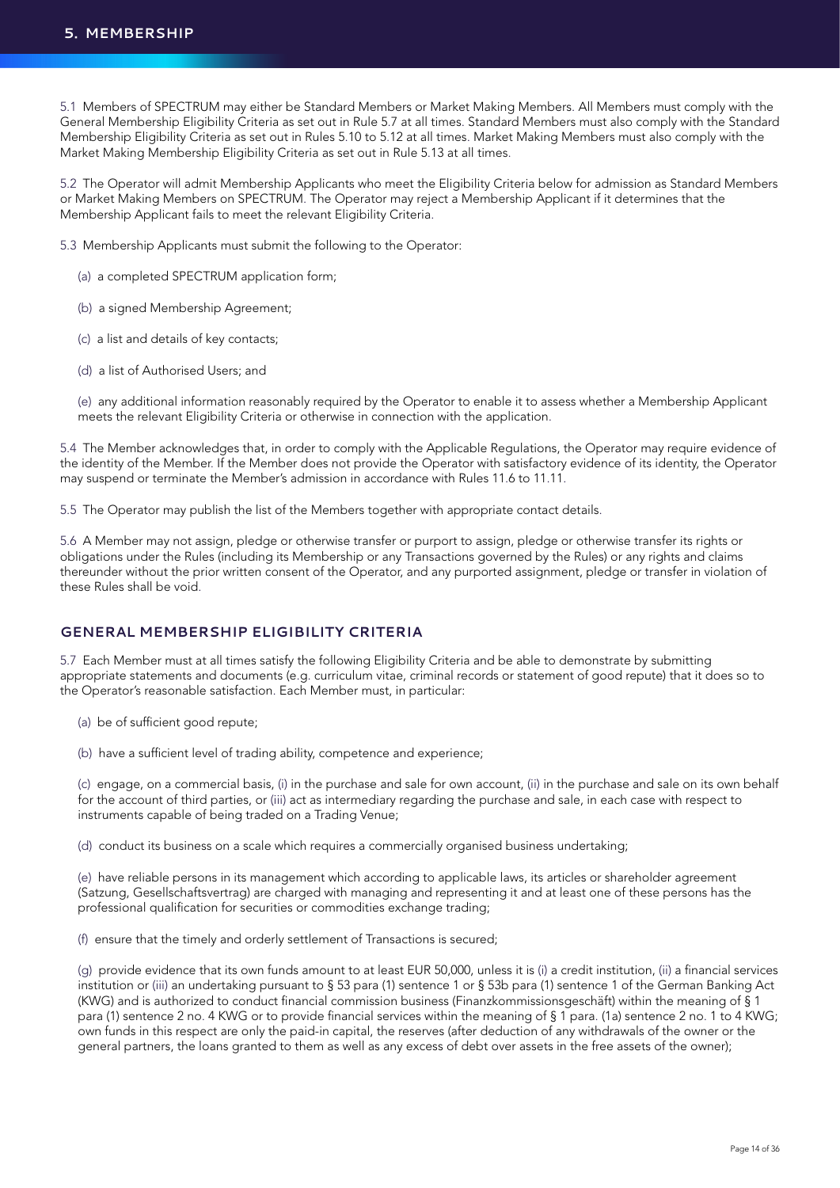# 5. MEMBERSHIP

5.1 Members of SPECTRUM may either be Standard Members or Market Making Members. All Members must comply with the General Membership Eligibility Criteria as set out in Rule 5.7 at all times. Standard Members must also comply with the Standard Membership Eligibility Criteria as set out in Rules 5.10 to 5.12 at all times. Market Making Members must also comply with the Market Making Membership Eligibility Criteria as set out in Rule 5.13 at all times.

5.2 The Operator will admit Membership Applicants who meet the Eligibility Criteria below for admission as Standard Members or Market Making Members on SPECTRUM. The Operator may reject a Membership Applicant if it determines that the Membership Applicant fails to meet the relevant Eligibility Criteria.

5.3 Membership Applicants must submit the following to the Operator:

(a) a completed SPECTRUM application form;

(b) a signed Membership Agreement;

(c) a list and details of key contacts;

(d) a list of Authorised Users; and

(e) any additional information reasonably required by the Operator to enable it to assess whether a Membership Applicant meets the relevant Eligibility Criteria or otherwise in connection with the application.

5.4 The Member acknowledges that, in order to comply with the Applicable Regulations, the Operator may require evidence of the identity of the Member. If the Member does not provide the Operator with satisfactory evidence of its identity, the Operator may suspend or terminate the Member's admission in accordance with Rules 11.6 to 11.11.

5.5 The Operator may publish the list of the Members together with appropriate contact details.

5.6 A Member may not assign, pledge or otherwise transfer or purport to assign, pledge or otherwise transfer its rights or obligations under the Rules (including its Membership or any Transactions governed by the Rules) or any rights and claims thereunder without the prior written consent of the Operator, and any purported assignment, pledge or transfer in violation of these Rules shall be void.

## GENERAL MEMBERSHIP ELIGIBILITY CRITERIA

5.7 Each Member must at all times satisfy the following Eligibility Criteria and be able to demonstrate by submitting appropriate statements and documents (e.g. curriculum vitae, criminal records or statement of good repute) that it does so to the Operator's reasonable satisfaction. Each Member must, in particular:

(a) be of sufficient good repute;

(b) have a sufficient level of trading ability, competence and experience;

(c) engage, on a commercial basis, (i) in the purchase and sale for own account, (ii) in the purchase and sale on its own behalf for the account of third parties, or (iii) act as intermediary regarding the purchase and sale, in each case with respect to instruments capable of being traded on a Trading Venue;

(d) conduct its business on a scale which requires a commercially organised business undertaking;

(e) have reliable persons in its management which according to applicable laws, its articles or shareholder agreement (Satzung, Gesellschaftsvertrag) are charged with managing and representing it and at least one of these persons has the professional qualification for securities or commodities exchange trading;

(f) ensure that the timely and orderly settlement of Transactions is secured;

(g) provide evidence that its own funds amount to at least EUR 50,000, unless it is (i) a credit institution, (ii) a financial services institution or (iii) an undertaking pursuant to § 53 para (1) sentence 1 or § 53b para (1) sentence 1 of the German Banking Act (KWG) and is authorized to conduct financial commission business (Finanzkommissionsgeschäft) within the meaning of § 1 para (1) sentence 2 no. 4 KWG or to provide financial services within the meaning of § 1 para. (1a) sentence 2 no. 1 to 4 KWG; own funds in this respect are only the paid-in capital, the reserves (after deduction of any withdrawals of the owner or the general partners, the loans granted to them as well as any excess of debt over assets in the free assets of the owner);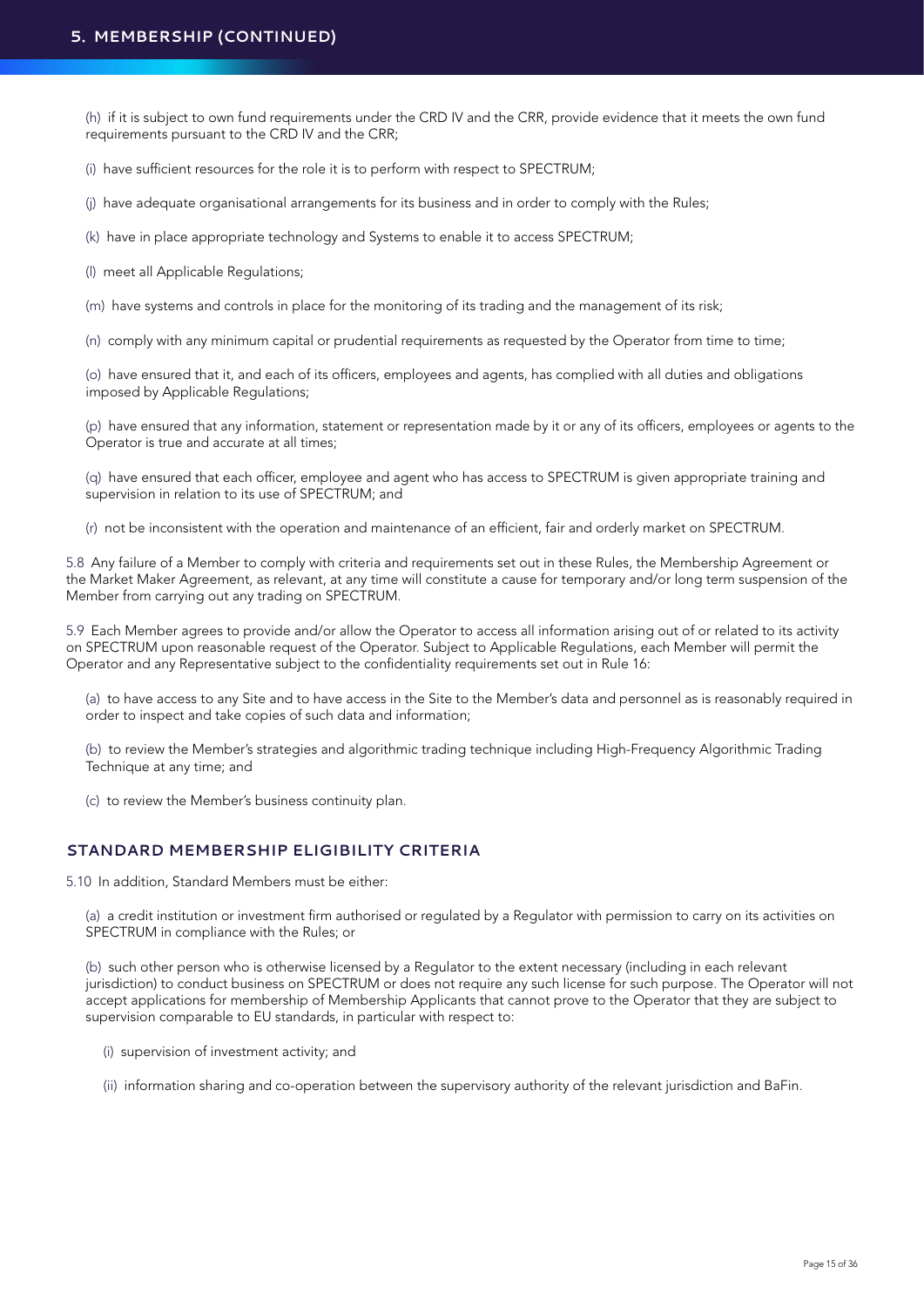## 5. MEMBERSHIP (CONTINUED)

(h) if it is subject to own fund requirements under the CRD IV and the CRR, provide evidence that it meets the own fund requirements pursuant to the CRD IV and the CRR;

(i) have sufficient resources for the role it is to perform with respect to SPECTRUM;

(j) have adequate organisational arrangements for its business and in order to comply with the Rules;

(k) have in place appropriate technology and Systems to enable it to access SPECTRUM;

(l) meet all Applicable Regulations;

(m) have systems and controls in place for the monitoring of its trading and the management of its risk;

(n) comply with any minimum capital or prudential requirements as requested by the Operator from time to time;

(o) have ensured that it, and each of its officers, employees and agents, has complied with all duties and obligations imposed by Applicable Regulations;

(p) have ensured that any information, statement or representation made by it or any of its officers, employees or agents to the Operator is true and accurate at all times;

(q) have ensured that each officer, employee and agent who has access to SPECTRUM is given appropriate training and supervision in relation to its use of SPECTRUM; and

(r) not be inconsistent with the operation and maintenance of an efficient, fair and orderly market on SPECTRUM.

5.8 Any failure of a Member to comply with criteria and requirements set out in these Rules, the Membership Agreement or the Market Maker Agreement, as relevant, at any time will constitute a cause for temporary and/or long term suspension of the Member from carrying out any trading on SPECTRUM.

5.9 Each Member agrees to provide and/or allow the Operator to access all information arising out of or related to its activity on SPECTRUM upon reasonable request of the Operator. Subject to Applicable Regulations, each Member will permit the Operator and any Representative subject to the confidentiality requirements set out in Rule 16:

(a) to have access to any Site and to have access in the Site to the Member's data and personnel as is reasonably required in order to inspect and take copies of such data and information;

(b) to review the Member's strategies and algorithmic trading technique including High-Frequency Algorithmic Trading Technique at any time; and

(c) to review the Member's business continuity plan.

### STANDARD MEMBERSHIP ELIGIBILITY CRITERIA

5.10 In addition, Standard Members must be either:

(a) a credit institution or investment firm authorised or regulated by a Regulator with permission to carry on its activities on SPECTRUM in compliance with the Rules; or

(b) such other person who is otherwise licensed by a Regulator to the extent necessary (including in each relevant jurisdiction) to conduct business on SPECTRUM or does not require any such license for such purpose. The Operator will not accept applications for membership of Membership Applicants that cannot prove to the Operator that they are subject to supervision comparable to EU standards, in particular with respect to:

(i) supervision of investment activity; and

(ii) information sharing and co-operation between the supervisory authority of the relevant jurisdiction and BaFin.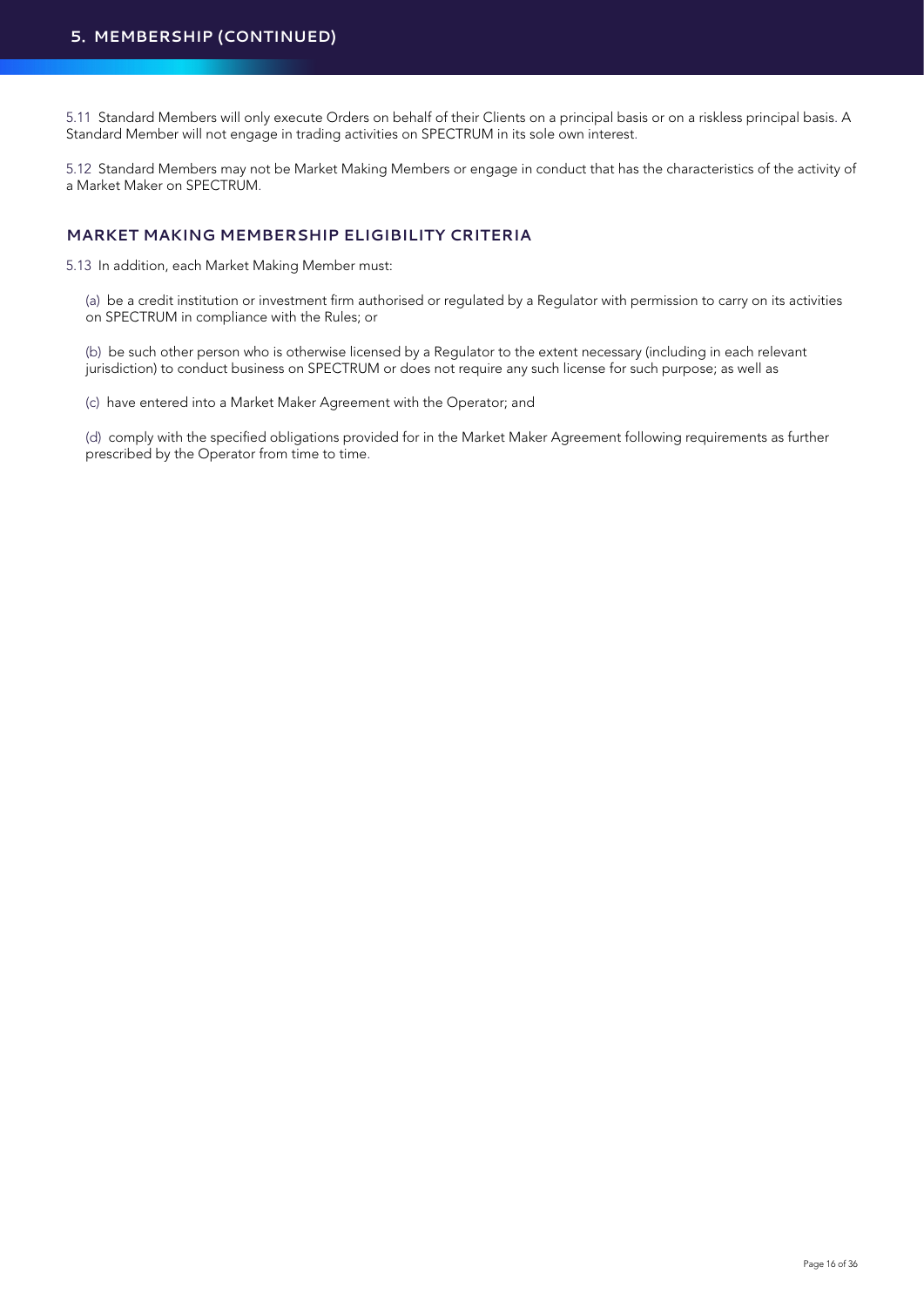## 5. MEMBERSHIP (CONTINUED)

5.11 Standard Members will only execute Orders on behalf of their Clients on a principal basis or on a riskless principal basis. A Standard Member will not engage in trading activities on SPECTRUM in its sole own interest.

5.12 Standard Members may not be Market Making Members or engage in conduct that has the characteristics of the activity of a Market Maker on SPECTRUM.

### MARKET MAKING MEMBERSHIP ELIGIBILITY CRITERIA

5.13 In addition, each Market Making Member must:

(a) be a credit institution or investment firm authorised or regulated by a Regulator with permission to carry on its activities on SPECTRUM in compliance with the Rules; or

(b) be such other person who is otherwise licensed by a Regulator to the extent necessary (including in each relevant jurisdiction) to conduct business on SPECTRUM or does not require any such license for such purpose; as well as

(c) have entered into a Market Maker Agreement with the Operator; and

(d) comply with the specified obligations provided for in the Market Maker Agreement following requirements as further prescribed by the Operator from time to time.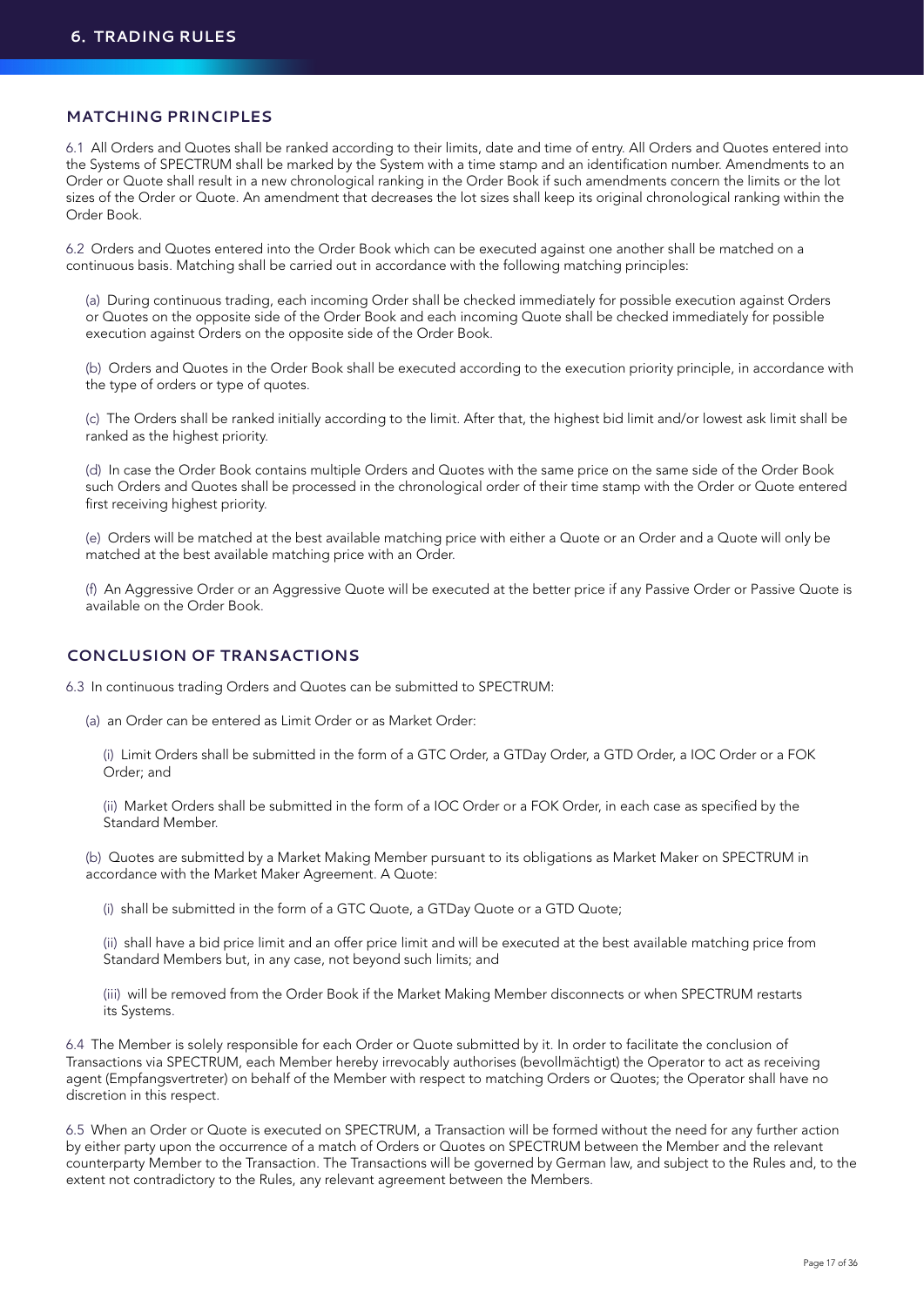# 6. TRADING RULES

## MATCHING PRINCIPLES

6.1 All Orders and Quotes shall be ranked according to their limits, date and time of entry. All Orders and Quotes entered into the Systems of SPECTRUM shall be marked by the System with a time stamp and an identification number. Amendments to an Order or Quote shall result in a new chronological ranking in the Order Book if such amendments concern the limits or the lot sizes of the Order or Quote. An amendment that decreases the lot sizes shall keep its original chronological ranking within the Order Book.

6.2 Orders and Quotes entered into the Order Book which can be executed against one another shall be matched on a continuous basis. Matching shall be carried out in accordance with the following matching principles:

(a) During continuous trading, each incoming Order shall be checked immediately for possible execution against Orders or Quotes on the opposite side of the Order Book and each incoming Quote shall be checked immediately for possible execution against Orders on the opposite side of the Order Book.

(b) Orders and Quotes in the Order Book shall be executed according to the execution priority principle, in accordance with the type of orders or type of quotes.

(c) The Orders shall be ranked initially according to the limit. After that, the highest bid limit and/or lowest ask limit shall be ranked as the highest priority.

(d) In case the Order Book contains multiple Orders and Quotes with the same price on the same side of the Order Book such Orders and Quotes shall be processed in the chronological order of their time stamp with the Order or Quote entered first receiving highest priority.

(e) Orders will be matched at the best available matching price with either a Quote or an Order and a Quote will only be matched at the best available matching price with an Order.

(f) An Aggressive Order or an Aggressive Quote will be executed at the better price if any Passive Order or Passive Quote is available on the Order Book.

## CONCLUSION OF TRANSACTIONS

6.3 In continuous trading Orders and Quotes can be submitted to SPECTRUM:

(a) an Order can be entered as Limit Order or as Market Order:

(i) Limit Orders shall be submitted in the form of a GTC Order, a GTDay Order, a GTD Order, a IOC Order or a FOK Order; and

(ii) Market Orders shall be submitted in the form of a IOC Order or a FOK Order, in each case as specified by the Standard Member.

(b) Quotes are submitted by a Market Making Member pursuant to its obligations as Market Maker on SPECTRUM in accordance with the Market Maker Agreement. A Quote:

(i) shall be submitted in the form of a GTC Quote, a GTDay Quote or a GTD Quote;

(ii) shall have a bid price limit and an offer price limit and will be executed at the best available matching price from Standard Members but, in any case, not beyond such limits; and

(iii) will be removed from the Order Book if the Market Making Member disconnects or when SPECTRUM restarts its Systems.

6.4 The Member is solely responsible for each Order or Quote submitted by it. In order to facilitate the conclusion of Transactions via SPECTRUM, each Member hereby irrevocably authorises (bevollmächtigt) the Operator to act as receiving agent (Empfangsvertreter) on behalf of the Member with respect to matching Orders or Quotes; the Operator shall have no discretion in this respect.

6.5 When an Order or Quote is executed on SPECTRUM, a Transaction will be formed without the need for any further action by either party upon the occurrence of a match of Orders or Quotes on SPECTRUM between the Member and the relevant counterparty Member to the Transaction. The Transactions will be governed by German law, and subject to the Rules and, to the extent not contradictory to the Rules, any relevant agreement between the Members.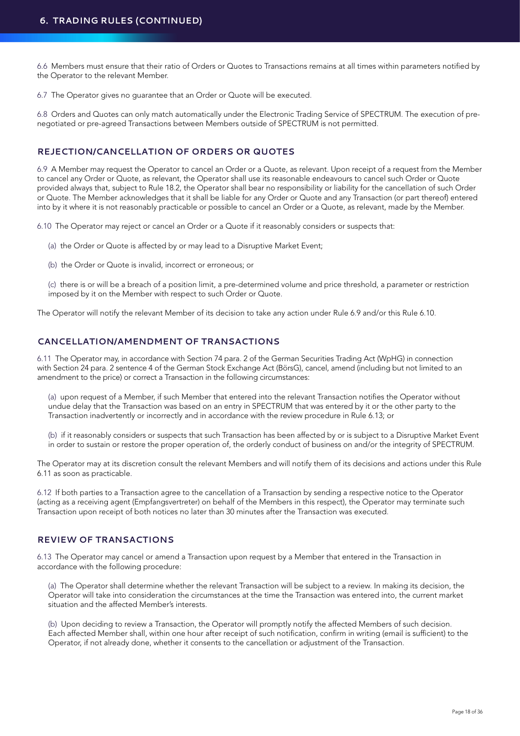## 6. TRADING RULES (CONTINUED)

6.6 Members must ensure that their ratio of Orders or Quotes to Transactions remains at all times within parameters notified by the Operator to the relevant Member.

6.7 The Operator gives no guarantee that an Order or Quote will be executed.

6.8 Orders and Quotes can only match automatically under the Electronic Trading Service of SPECTRUM. The execution of pre-negotiated or pre-agreed Transactions between Members outside of SPECTRUM is not permitted.

### REJECTION/CANCELLATION OF ORDERS OR QUOTES

6.9 A Member may request the Operator to cancel an Order or a Quote, as relevant. Upon receipt of a request from the Member to cancel any Order or Quote, as relevant, the Operator shall use its reasonable endeavours to cancel such Order or Quote provided always that, subject to Rule 18.2, the Operator shall bear no responsibility or liability for the cancellation of such Order or Quote. The Member acknowledges that it shall be liable for any Order or Quote and any Transaction (or part thereof) entered into by it where it is not reasonably practicable or possible to cancel an Order or a Quote, as relevant, made by the Member.

6.10 The Operator may reject or cancel an Order or a Quote if it reasonably considers or suspects that:

(a) the Order or Quote is affected by or may lead to a Disruptive Market Event;

(b) the Order or Quote is invalid, incorrect or erroneous; or

(c) there is or will be a breach of a position limit, a pre-determined volume and price threshold, a parameter or restriction imposed by it on the Member with respect to such Order or Quote.

The Operator will notify the relevant Member of its decision to take any action under Rule 6.9 and/or this Rule 6.10.

### CANCELLATION/AMENDMENT OF TRANSACTIONS

6.11 The Operator may, in accordance with Section 74 para. 2 of the German Securities Trading Act (WpHG) in connection with Section 24 para. 2 sentence 4 of the German Stock Exchange Act (BörsG), cancel, amend (including but not limited to an amendment to the price) or correct a Transaction in the following circumstances:

(a) upon request of a Member, if such Member that entered into the relevant Transaction notifies the Operator without undue delay that the Transaction was based on an entry in SPECTRUM that was entered by it or the other party to the Transaction inadvertently or incorrectly and in accordance with the review procedure in Rule 6.13; or

(b) if it reasonably considers or suspects that such Transaction has been affected by or is subject to a Disruptive Market Event in order to sustain or restore the proper operation of, the orderly conduct of business on and/or the integrity of SPECTRUM.

The Operator may at its discretion consult the relevant Members and will notify them of its decisions and actions under this Rule 6.11 as soon as practicable.

6.12 If both parties to a Transaction agree to the cancellation of a Transaction by sending a respective notice to the Operator (acting as a receiving agent (Empfangsvertreter) on behalf of the Members in this respect), the Operator may terminate such Transaction upon receipt of both notices no later than 30 minutes after the Transaction was executed.

### REVIEW OF TRANSACTIONS

6.13 The Operator may cancel or amend a Transaction upon request by a Member that entered in the Transaction in accordance with the following procedure:

(a) The Operator shall determine whether the relevant Transaction will be subject to a review. In making its decision, the Operator will take into consideration the circumstances at the time the Transaction was entered into, the current market situation and the affected Member's interests.

(b) Upon deciding to review a Transaction, the Operator will promptly notify the affected Members of such decision. Each affected Member shall, within one hour after receipt of such notification, confirm in writing (email is sufficient) to the Operator, if not already done, whether it consents to the cancellation or adjustment of the Transaction.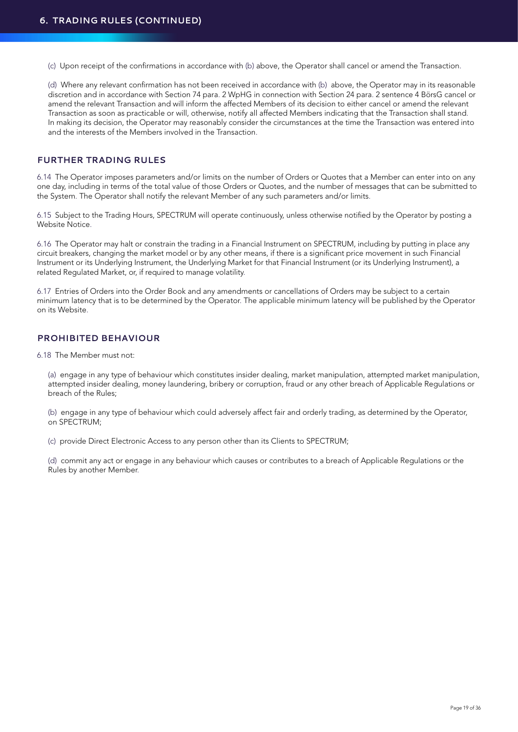## 6. TRADING RULES (CONTINUED)

(c) Upon receipt of the confirmations in accordance with (b) above, the Operator shall cancel or amend the Transaction.

(d) Where any relevant confirmation has not been received in accordance with (b) above, the Operator may in its reasonable discretion and in accordance with Section 74 para. 2 WpHG in connection with Section 24 para. 2 sentence 4 BörsG cancel or amend the relevant Transaction and will inform the affected Members of its decision to either cancel or amend the relevant Transaction as soon as practicable or will, otherwise, notify all affected Members indicating that the Transaction shall stand. In making its decision, the Operator may reasonably consider the circumstances at the time the Transaction was entered into and the interests of the Members involved in the Transaction.

### FURTHER TRADING RULES

6.14 The Operator imposes parameters and/or limits on the number of Orders or Quotes that a Member can enter into on any one day, including in terms of the total value of those Orders or Quotes, and the number of messages that can be submitted to the System. The Operator shall notify the relevant Member of any such parameters and/or limits.

6.15 Subject to the Trading Hours, SPECTRUM will operate continuously, unless otherwise notified by the Operator by posting a Website Notice.

6.16 The Operator may halt or constrain the trading in a Financial Instrument on SPECTRUM, including by putting in place any circuit breakers, changing the market model or by any other means, if there is a significant price movement in such Financial Instrument or its Underlying Instrument, the Underlying Market for that Financial Instrument (or its Underlying Instrument), a related Regulated Market, or, if required to manage volatility.

6.17 Entries of Orders into the Order Book and any amendments or cancellations of Orders may be subject to a certain minimum latency that is to be determined by the Operator. The applicable minimum latency will be published by the Operator on its Website.

### PROHIBITED BEHAVIOUR

6.18 The Member must not:

(a) engage in any type of behaviour which constitutes insider dealing, market manipulation, attempted market manipulation, attempted insider dealing, money laundering, bribery or corruption, fraud or any other breach of Applicable Regulations or breach of the Rules;

(b) engage in any type of behaviour which could adversely affect fair and orderly trading, as determined by the Operator, on SPECTRUM;

(c) provide Direct Electronic Access to any person other than its Clients to SPECTRUM;

(d) commit any act or engage in any behaviour which causes or contributes to a breach of Applicable Regulations or the Rules by another Member.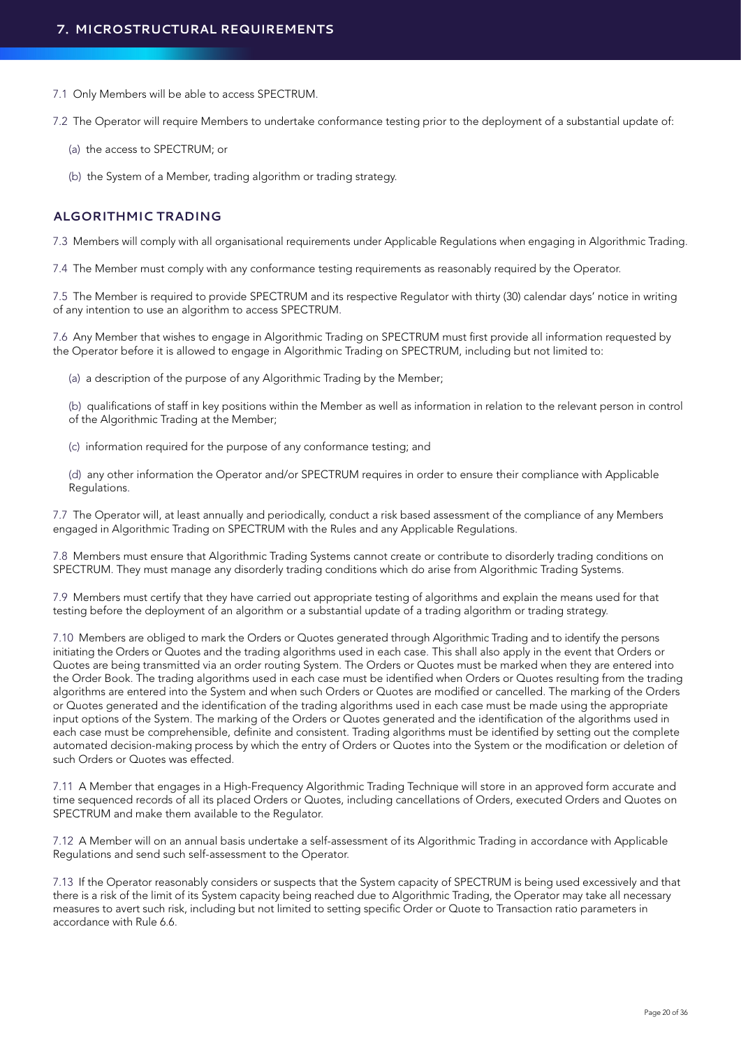## 7. MICROSTRUCTURAL REQUIREMENTS

7.1 Only Members will be able to access SPECTRUM.

7.2 The Operator will require Members to undertake conformance testing prior to the deployment of a substantial update of:

(a) the access to SPECTRUM; or

(b) the System of a Member, trading algorithm or trading strategy.

### ALGORITHMIC TRADING

7.3 Members will comply with all organisational requirements under Applicable Regulations when engaging in Algorithmic Trading.

7.4 The Member must comply with any conformance testing requirements as reasonably required by the Operator.

7.5 The Member is required to provide SPECTRUM and its respective Regulator with thirty (30) calendar days' notice in writing of any intention to use an algorithm to access SPECTRUM.

7.6 Any Member that wishes to engage in Algorithmic Trading on SPECTRUM must first provide all information requested by the Operator before it is allowed to engage in Algorithmic Trading on SPECTRUM, including but not limited to:

(a) a description of the purpose of any Algorithmic Trading by the Member;

(b) qualifications of staff in key positions within the Member as well as information in relation to the relevant person in control of the Algorithmic Trading at the Member;

(c) information required for the purpose of any conformance testing; and

(d) any other information the Operator and/or SPECTRUM requires in order to ensure their compliance with Applicable Regulations.

7.7 The Operator will, at least annually and periodically, conduct a risk based assessment of the compliance of any Members engaged in Algorithmic Trading on SPECTRUM with the Rules and any Applicable Regulations.

7.8 Members must ensure that Algorithmic Trading Systems cannot create or contribute to disorderly trading conditions on SPECTRUM. They must manage any disorderly trading conditions which do arise from Algorithmic Trading Systems.

7.9 Members must certify that they have carried out appropriate testing of algorithms and explain the means used for that testing before the deployment of an algorithm or a substantial update of a trading algorithm or trading strategy.

7.10 Members are obliged to mark the Orders or Quotes generated through Algorithmic Trading and to identify the persons initiating the Orders or Quotes and the trading algorithms used in each case. This shall also apply in the event that Orders or Quotes are being transmitted via an order routing System. The Orders or Quotes must be marked when they are entered into the Order Book. The trading algorithms used in each case must be identified when Orders or Quotes resulting from the trading algorithms are entered into the System and when such Orders or Quotes are modified or cancelled. The marking of the Orders or Quotes generated and the identification of the trading algorithms used in each case must be made using the appropriate input options of the System. The marking of the Orders or Quotes generated and the identification of the algorithms used in each case must be comprehensible, definite and consistent. Trading algorithms must be identified by setting out the complete automated decision-making process by which the entry of Orders or Quotes into the System or the modification or deletion of such Orders or Quotes was effected.

7.11 A Member that engages in a High-Frequency Algorithmic Trading Technique will store in an approved form accurate and time sequenced records of all its placed Orders or Quotes, including cancellations of Orders, executed Orders and Quotes on SPECTRUM and make them available to the Regulator.

7.12 A Member will on an annual basis undertake a self-assessment of its Algorithmic Trading in accordance with Applicable Regulations and send such self-assessment to the Operator.

7.13 If the Operator reasonably considers or suspects that the System capacity of SPECTRUM is being used excessively and that there is a risk of the limit of its System capacity being reached due to Algorithmic Trading, the Operator may take all necessary measures to avert such risk, including but not limited to setting specific Order or Quote to Transaction ratio parameters in accordance with Rule 6.6.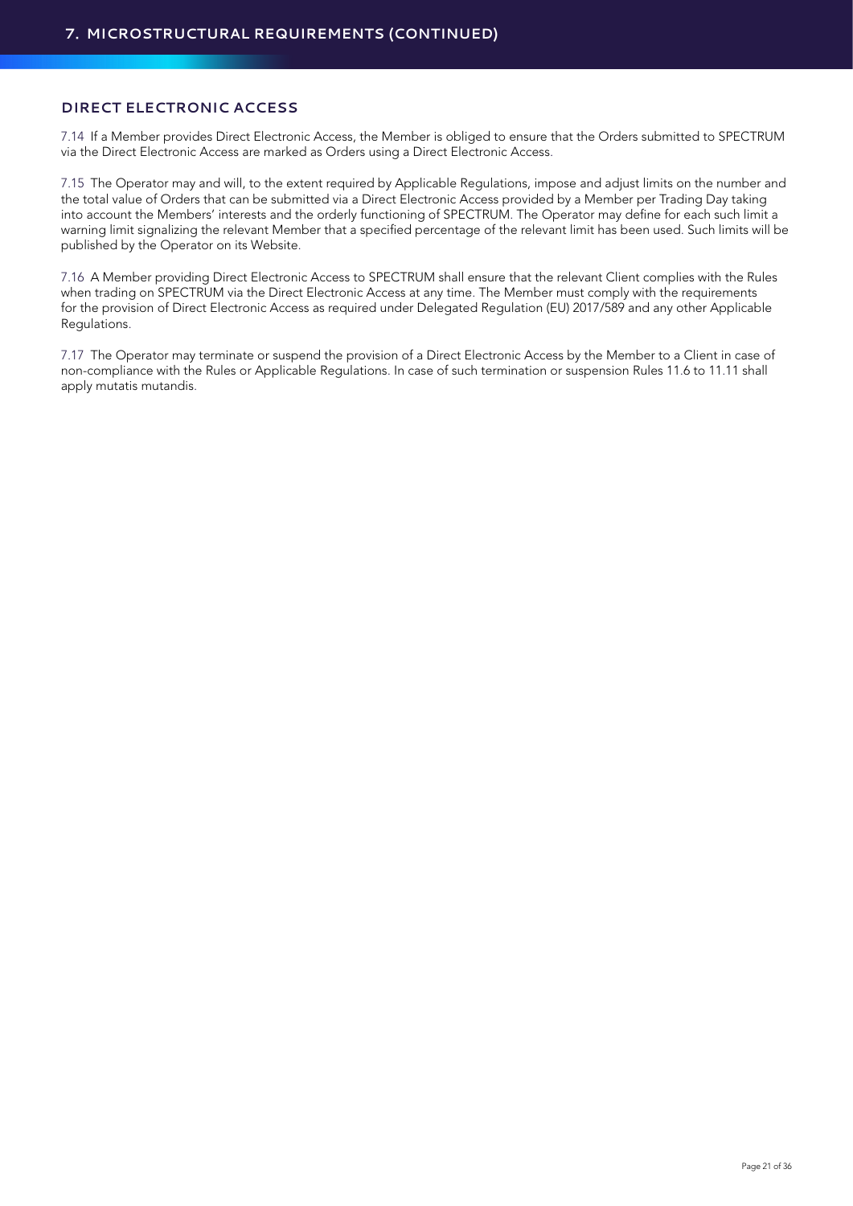# 7. MICROSTRUCTURAL REQUIREMENTS (CONTINUED)

## DIRECT ELECTRONIC ACCESS

7.14 If a Member provides Direct Electronic Access, the Member is obliged to ensure that the Orders submitted to SPECTRUM via the Direct Electronic Access are marked as Orders using a Direct Electronic Access.

7.15 The Operator may and will, to the extent required by Applicable Regulations, impose and adjust limits on the number and the total value of Orders that can be submitted via a Direct Electronic Access provided by a Member per Trading Day taking into account the Members' interests and the orderly functioning of SPECTRUM. The Operator may define for each such limit a warning limit signalizing the relevant Member that a specified percentage of the relevant limit has been used. Such limits will be published by the Operator on its Website.

7.16 A Member providing Direct Electronic Access to SPECTRUM shall ensure that the relevant Client complies with the Rules when trading on SPECTRUM via the Direct Electronic Access at any time. The Member must comply with the requirements for the provision of Direct Electronic Access as required under Delegated Regulation (EU) 2017/589 and any other Applicable Regulations.

7.17 The Operator may terminate or suspend the provision of a Direct Electronic Access by the Member to a Client in case of non-compliance with the Rules or Applicable Regulations. In case of such termination or suspension Rules 11.6 to 11.11 shall apply mutatis mutandis.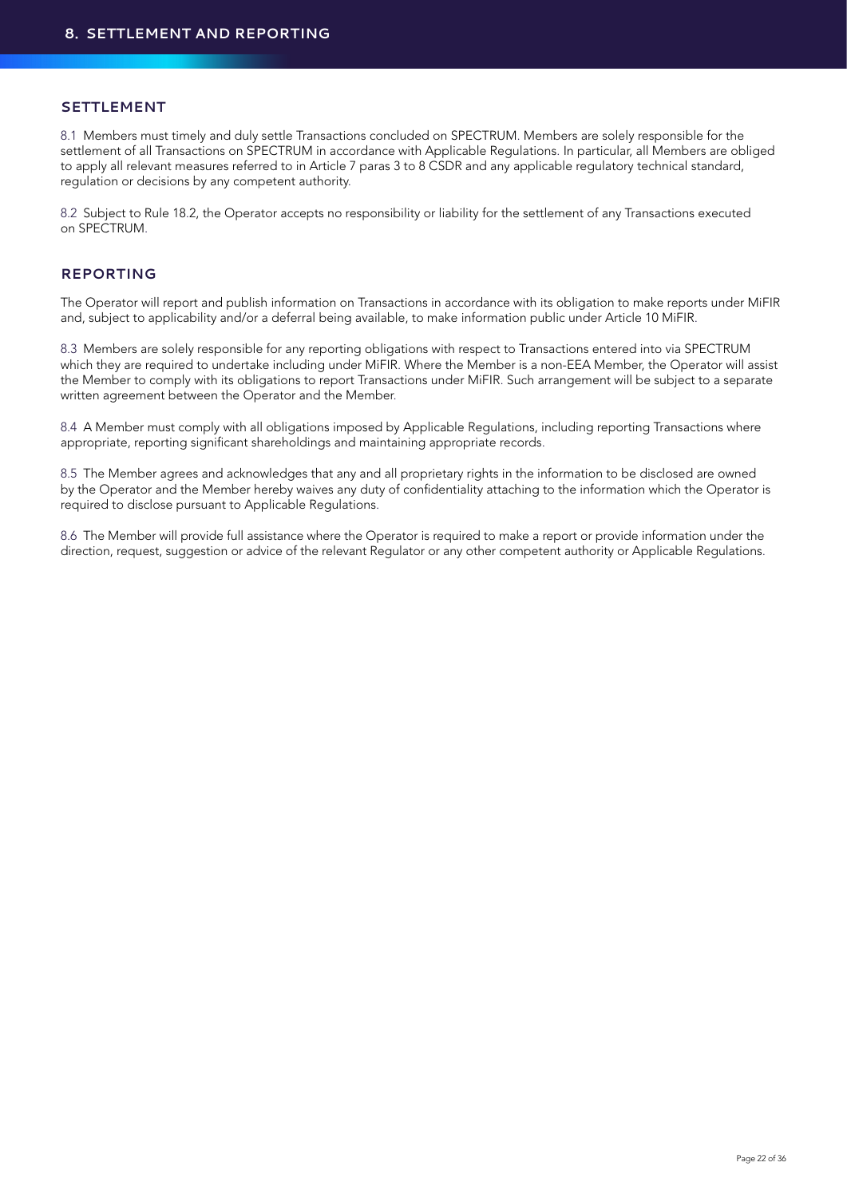# 8. SETTLEMENT AND REPORTING

## SETTLEMENT

8.1 Members must timely and duly settle Transactions concluded on SPECTRUM. Members are solely responsible for the settlement of all Transactions on SPECTRUM in accordance with Applicable Regulations. In particular, all Members are obliged to apply all relevant measures referred to in Article 7 paras 3 to 8 CSDR and any applicable regulatory technical standard, regulation or decisions by any competent authority.

8.2 Subject to Rule 18.2, the Operator accepts no responsibility or liability for the settlement of any Transactions executed on SPECTRUM.

## REPORTING

The Operator will report and publish information on Transactions in accordance with its obligation to make reports under MiFIR and, subject to applicability and/or a deferral being available, to make information public under Article 10 MiFIR.

8.3 Members are solely responsible for any reporting obligations with respect to Transactions entered into via SPECTRUM which they are required to undertake including under MiFIR. Where the Member is a non-EEA Member, the Operator will assist the Member to comply with its obligations to report Transactions under MiFIR. Such arrangement will be subject to a separate written agreement between the Operator and the Member.

8.4 A Member must comply with all obligations imposed by Applicable Regulations, including reporting Transactions where appropriate, reporting significant shareholdings and maintaining appropriate records.

8.5 The Member agrees and acknowledges that any and all proprietary rights in the information to be disclosed are owned by the Operator and the Member hereby waives any duty of confidentiality attaching to the information which the Operator is required to disclose pursuant to Applicable Regulations.

8.6 The Member will provide full assistance where the Operator is required to make a report or provide information under the direction, request, suggestion or advice of the relevant Regulator or any other competent authority or Applicable Regulations.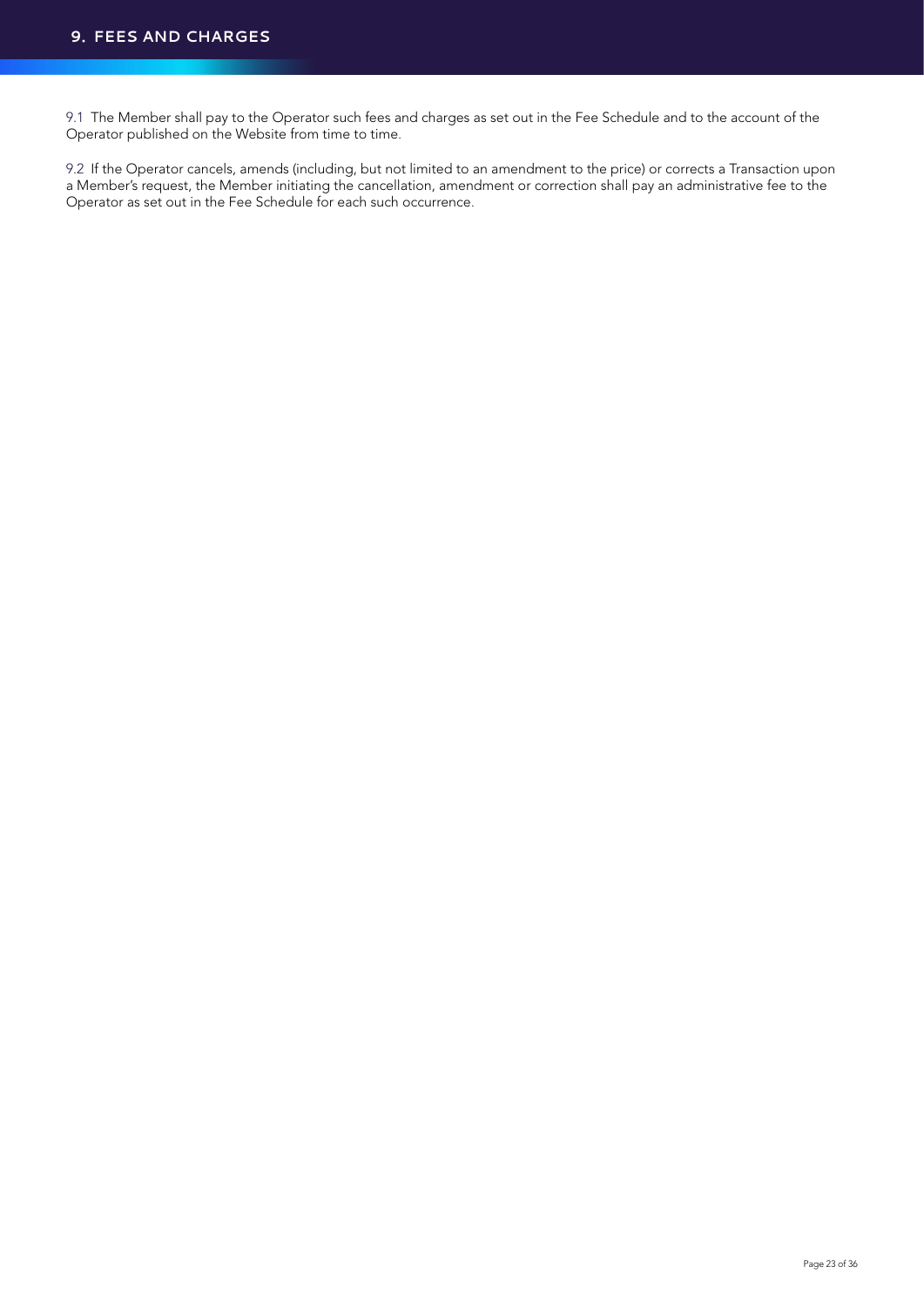## 9. FEES AND CHARGES

9.1 The Member shall pay to the Operator such fees and charges as set out in the Fee Schedule and to the account of the Operator published on the Website from time to time.

9.2 If the Operator cancels, amends (including, but not limited to an amendment to the price) or corrects a Transaction upon a Member's request, the Member initiating the cancellation, amendment or correction shall pay an administrative fee to the Operator as set out in the Fee Schedule for each such occurrence.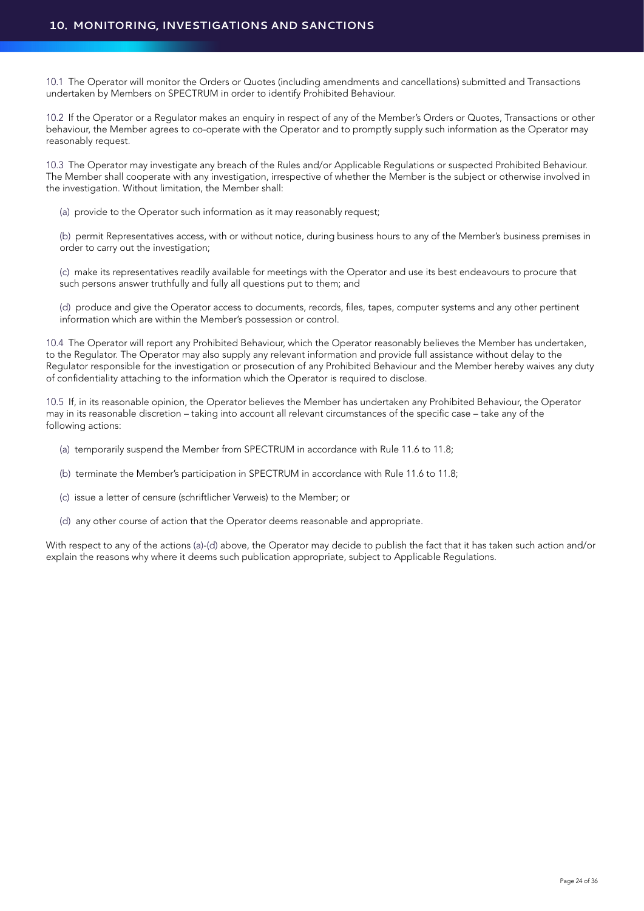## 10. MONITORING, INVESTIGATIONS AND SANCTIONS

10.1 The Operator will monitor the Orders or Quotes (including amendments and cancellations) submitted and Transactions undertaken by Members on SPECTRUM in order to identify Prohibited Behaviour.

10.2 If the Operator or a Regulator makes an enquiry in respect of any of the Member's Orders or Quotes, Transactions or other behaviour, the Member agrees to co-operate with the Operator and to promptly supply such information as the Operator may reasonably request.

10.3 The Operator may investigate any breach of the Rules and/or Applicable Regulations or suspected Prohibited Behaviour. The Member shall cooperate with any investigation, irrespective of whether the Member is the subject or otherwise involved in the investigation. Without limitation, the Member shall:

(a) provide to the Operator such information as it may reasonably request;

(b) permit Representatives access, with or without notice, during business hours to any of the Member's business premises in order to carry out the investigation;

(c) make its representatives readily available for meetings with the Operator and use its best endeavours to procure that such persons answer truthfully and fully all questions put to them; and

(d) produce and give the Operator access to documents, records, files, tapes, computer systems and any other pertinent information which are within the Member's possession or control.

10.4 The Operator will report any Prohibited Behaviour, which the Operator reasonably believes the Member has undertaken, to the Regulator. The Operator may also supply any relevant information and provide full assistance without delay to the Regulator responsible for the investigation or prosecution of any Prohibited Behaviour and the Member hereby waives any duty of confidentiality attaching to the information which the Operator is required to disclose.

10.5 If, in its reasonable opinion, the Operator believes the Member has undertaken any Prohibited Behaviour, the Operator may in its reasonable discretion – taking into account all relevant circumstances of the specific case – take any of the following actions:

(a) temporarily suspend the Member from SPECTRUM in accordance with Rule 11.6 to 11.8;

(b) terminate the Member's participation in SPECTRUM in accordance with Rule 11.6 to 11.8;

(c) issue a letter of censure (schriftlicher Verweis) to the Member; or

(d) any other course of action that the Operator deems reasonable and appropriate.

With respect to any of the actions (a)-(d) above, the Operator may decide to publish the fact that it has taken such action and/or explain the reasons why where it deems such publication appropriate, subject to Applicable Regulations.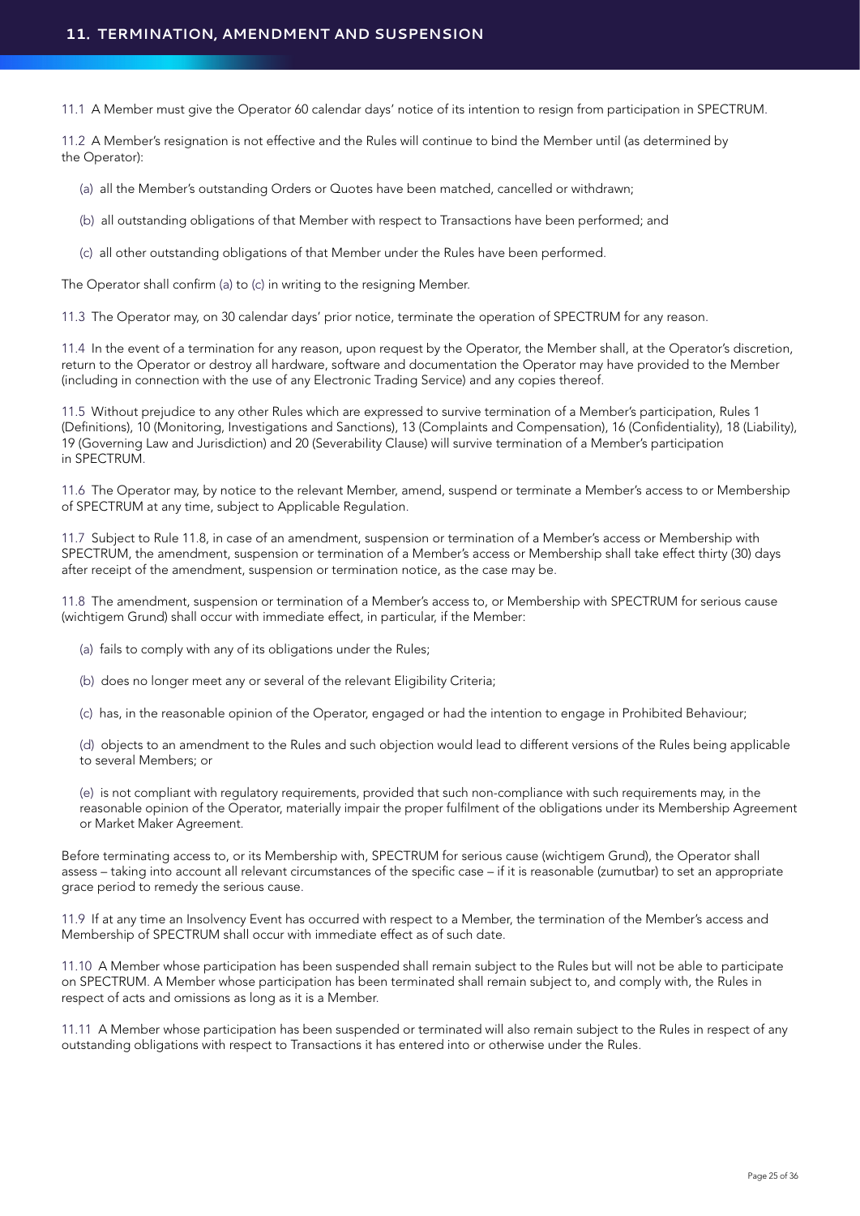## 11. TERMINATION, AMENDMENT AND SUSPENSION

11.1 A Member must give the Operator 60 calendar days' notice of its intention to resign from participation in SPECTRUM.

11.2 A Member's resignation is not effective and the Rules will continue to bind the Member until (as determined by the Operator):

(a) all the Member's outstanding Orders or Quotes have been matched, cancelled or withdrawn;

(b) all outstanding obligations of that Member with respect to Transactions have been performed; and

(c) all other outstanding obligations of that Member under the Rules have been performed.

The Operator shall confirm (a) to (c) in writing to the resigning Member.

11.3 The Operator may, on 30 calendar days' prior notice, terminate the operation of SPECTRUM for any reason.

11.4 In the event of a termination for any reason, upon request by the Operator, the Member shall, at the Operator's discretion, return to the Operator or destroy all hardware, software and documentation the Operator may have provided to the Member (including in connection with the use of any Electronic Trading Service) and any copies thereof.

11.5 Without prejudice to any other Rules which are expressed to survive termination of a Member's participation, Rules 1 (Definitions), 10 (Monitoring, Investigations and Sanctions), 13 (Complaints and Compensation), 16 (Confidentiality), 18 (Liability), 19 (Governing Law and Jurisdiction) and 20 (Severability Clause) will survive termination of a Member's participation in SPECTRUM.

11.6 The Operator may, by notice to the relevant Member, amend, suspend or terminate a Member's access to or Membership of SPECTRUM at any time, subject to Applicable Regulation.

11.7 Subject to Rule 11.8, in case of an amendment, suspension or termination of a Member's access or Membership with SPECTRUM, the amendment, suspension or termination of a Member's access or Membership shall take effect thirty (30) days after receipt of the amendment, suspension or termination notice, as the case may be.

11.8 The amendment, suspension or termination of a Member's access to, or Membership with SPECTRUM for serious cause (wichtigem Grund) shall occur with immediate effect, in particular, if the Member:

(a) fails to comply with any of its obligations under the Rules;

(b) does no longer meet any or several of the relevant Eligibility Criteria;

(c) has, in the reasonable opinion of the Operator, engaged or had the intention to engage in Prohibited Behaviour;

(d) objects to an amendment to the Rules and such objection would lead to different versions of the Rules being applicable to several Members; or

(e) is not compliant with regulatory requirements, provided that such non-compliance with such requirements may, in the reasonable opinion of the Operator, materially impair the proper fulfilment of the obligations under its Membership Agreement or Market Maker Agreement.

Before terminating access to, or its Membership with, SPECTRUM for serious cause (wichtigem Grund), the Operator shall assess – taking into account all relevant circumstances of the specific case – if it is reasonable (zumutbar) to set an appropriate grace period to remedy the serious cause.

11.9 If at any time an Insolvency Event has occurred with respect to a Member, the termination of the Member's access and Membership of SPECTRUM shall occur with immediate effect as of such date.

11.10 A Member whose participation has been suspended shall remain subject to the Rules but will not be able to participate on SPECTRUM. A Member whose participation has been terminated shall remain subject to, and comply with, the Rules in respect of acts and omissions as long as it is a Member.

11.11 A Member whose participation has been suspended or terminated will also remain subject to the Rules in respect of any outstanding obligations with respect to Transactions it has entered into or otherwise under the Rules.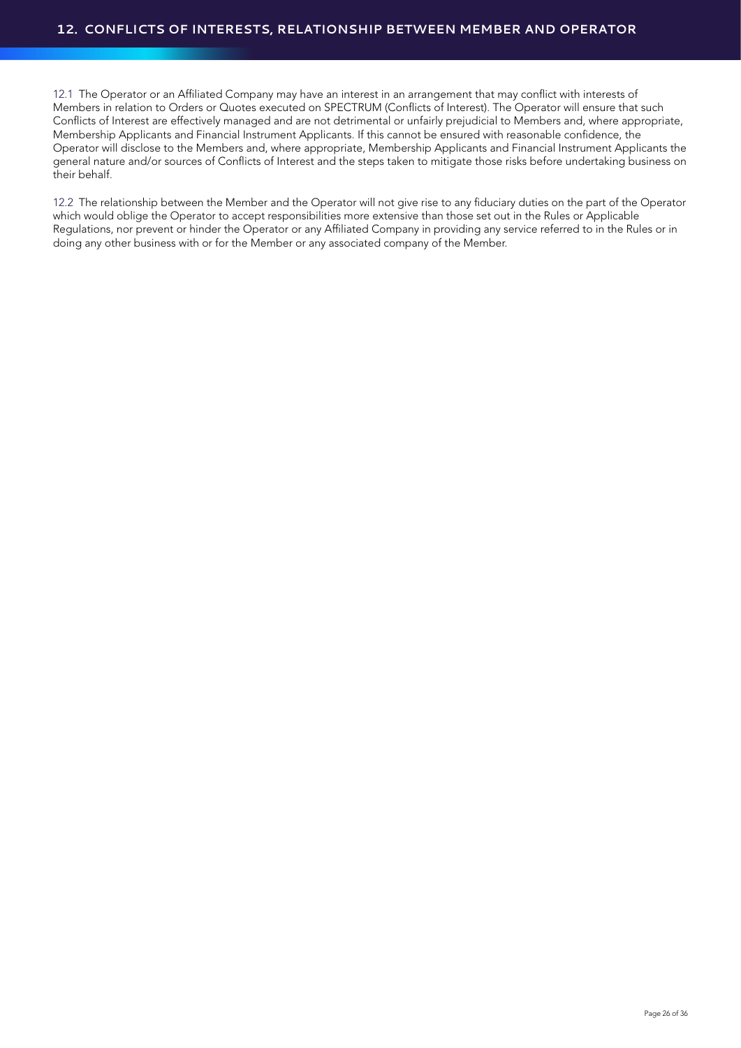## 12. CONFLICTS OF INTERESTS, RELATIONSHIP BETWEEN MEMBER AND OPERATOR

12.1 The Operator or an Affiliated Company may have an interest in an arrangement that may conflict with interests of Members in relation to Orders or Quotes executed on SPECTRUM (Conflicts of Interest). The Operator will ensure that such Conflicts of Interest are effectively managed and are not detrimental or unfairly prejudicial to Members and, where appropriate, Membership Applicants and Financial Instrument Applicants. If this cannot be ensured with reasonable confidence, the Operator will disclose to the Members and, where appropriate, Membership Applicants and Financial Instrument Applicants the general nature and/or sources of Conflicts of Interest and the steps taken to mitigate those risks before undertaking business on their behalf.

12.2 The relationship between the Member and the Operator will not give rise to any fiduciary duties on the part of the Operator which would oblige the Operator to accept responsibilities more extensive than those set out in the Rules or Applicable Regulations, nor prevent or hinder the Operator or any Affiliated Company in providing any service referred to in the Rules or in doing any other business with or for the Member or any associated company of the Member.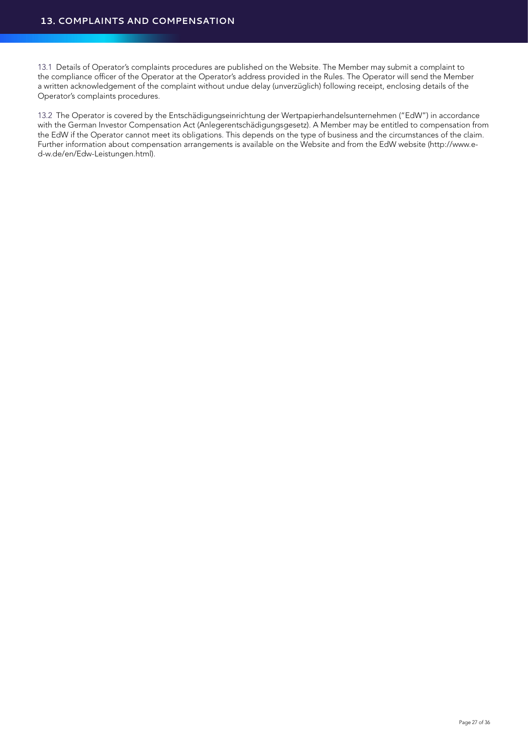## 13. COMPLAINTS AND COMPENSATION

13.1 Details of Operator's complaints procedures are published on the Website. The Member may submit a complaint to the compliance officer of the Operator at the Operator's address provided in the Rules. The Operator will send the Member a written acknowledgement of the complaint without undue delay (unverzüglich) following receipt, enclosing details of the Operator's complaints procedures.

13.2 The Operator is covered by the Entschädigungseinrichtung der Wertpapierhandelsunternehmen ("EdW") in accordance with the German Investor Compensation Act (Anlegerentschädigungsgesetz). A Member may be entitled to compensation from the EdW if the Operator cannot meet its obligations. This depends on the type of business and the circumstances of the claim. Further information about compensation arrangements is available on the Website and from the EdW website (http://www.e-d-w.de/en/Edw-Leistungen.html).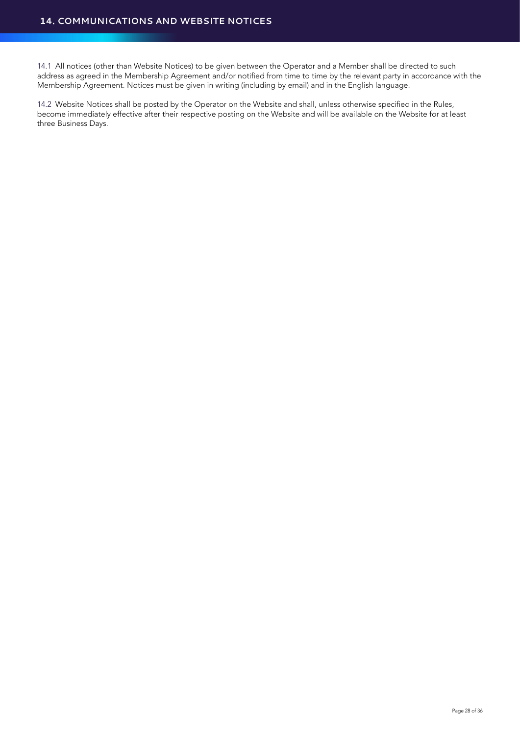## 14. COMMUNICATIONS AND WEBSITE NOTICES

14.1 All notices (other than Website Notices) to be given between the Operator and a Member shall be directed to such address as agreed in the Membership Agreement and/or notified from time to time by the relevant party in accordance with the Membership Agreement. Notices must be given in writing (including by email) and in the English language.

14.2 Website Notices shall be posted by the Operator on the Website and shall, unless otherwise specified in the Rules, become immediately effective after their respective posting on the Website and will be available on the Website for at least three Business Days.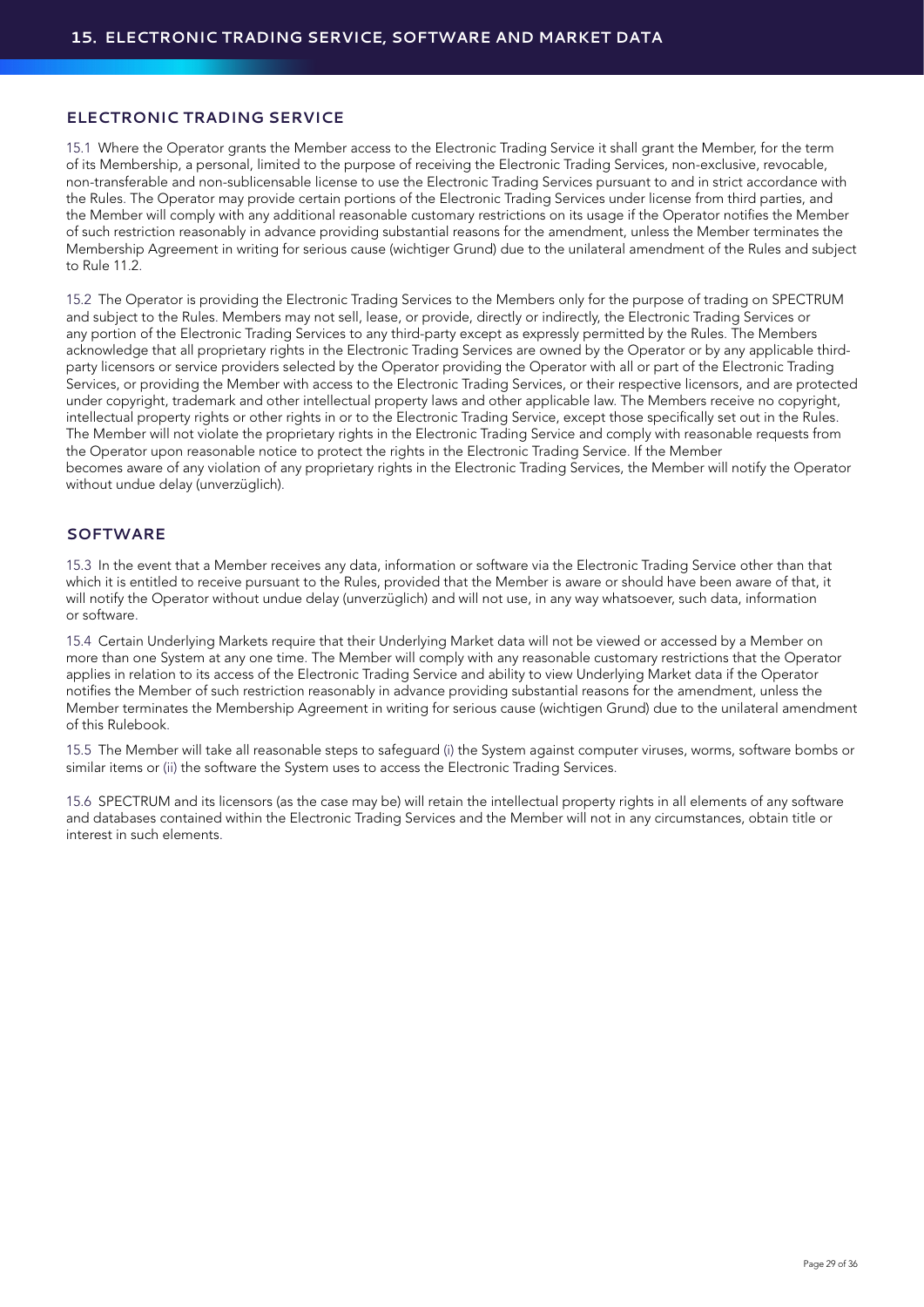# 15. ELECTRONIC TRADING SERVICE, SOFTWARE AND MARKET DATA

## ELECTRONIC TRADING SERVICE

15.1 Where the Operator grants the Member access to the Electronic Trading Service it shall grant the Member, for the term of its Membership, a personal, limited to the purpose of receiving the Electronic Trading Services, non-exclusive, revocable, non-transferable and non-sublicensable license to use the Electronic Trading Services pursuant to and in strict accordance with the Rules. The Operator may provide certain portions of the Electronic Trading Services under license from third parties, and the Member will comply with any additional reasonable customary restrictions on its usage if the Operator notifies the Member of such restriction reasonably in advance providing substantial reasons for the amendment, unless the Member terminates the Membership Agreement in writing for serious cause (wichtiger Grund) due to the unilateral amendment of the Rules and subject to Rule 11.2.

15.2 The Operator is providing the Electronic Trading Services to the Members only for the purpose of trading on SPECTRUM and subject to the Rules. Members may not sell, lease, or provide, directly or indirectly, the Electronic Trading Services or any portion of the Electronic Trading Services to any third-party except as expressly permitted by the Rules. The Members acknowledge that all proprietary rights in the Electronic Trading Services are owned by the Operator or by any applicable third-party licensors or service providers selected by the Operator providing the Operator with all or part of the Electronic Trading Services, or providing the Member with access to the Electronic Trading Services, or their respective licensors, and are protected under copyright, trademark and other intellectual property laws and other applicable law. The Members receive no copyright, intellectual property rights or other rights in or to the Electronic Trading Service, except those specifically set out in the Rules. The Member will not violate the proprietary rights in the Electronic Trading Service and comply with reasonable requests from the Operator upon reasonable notice to protect the rights in the Electronic Trading Service. If the Member becomes aware of any violation of any proprietary rights in the Electronic Trading Services, the Member will notify the Operator without undue delay (unverzüglich).

## SOFTWARE

15.3 In the event that a Member receives any data, information or software via the Electronic Trading Service other than that which it is entitled to receive pursuant to the Rules, provided that the Member is aware or should have been aware of that, it will notify the Operator without undue delay (unverzüglich) and will not use, in any way whatsoever, such data, information or software.

15.4 Certain Underlying Markets require that their Underlying Market data will not be viewed or accessed by a Member on more than one System at any one time. The Member will comply with any reasonable customary restrictions that the Operator applies in relation to its access of the Electronic Trading Service and ability to view Underlying Market data if the Operator notifies the Member of such restriction reasonably in advance providing substantial reasons for the amendment, unless the Member terminates the Membership Agreement in writing for serious cause (wichtigen Grund) due to the unilateral amendment of this Rulebook.

15.5 The Member will take all reasonable steps to safeguard (i) the System against computer viruses, worms, software bombs or similar items or (ii) the software the System uses to access the Electronic Trading Services.

15.6 SPECTRUM and its licensors (as the case may be) will retain the intellectual property rights in all elements of any software and databases contained within the Electronic Trading Services and the Member will not in any circumstances, obtain title or interest in such elements.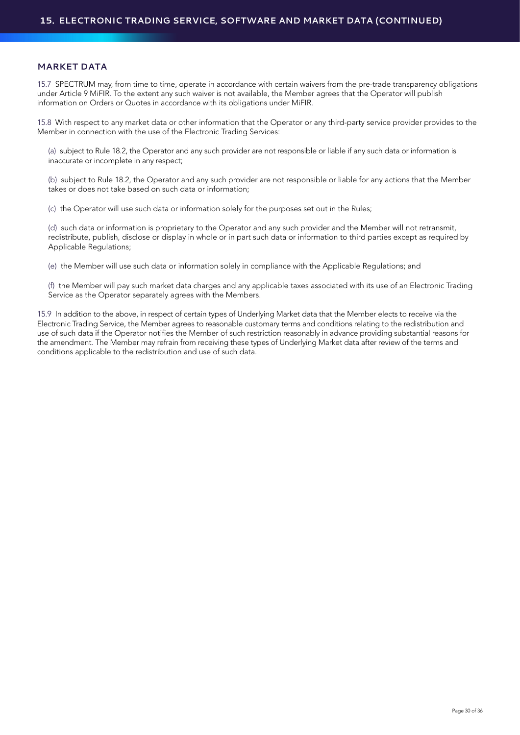## 15. ELECTRONIC TRADING SERVICE, SOFTWARE AND MARKET DATA (CONTINUED)

### MARKET DATA

15.7 SPECTRUM may, from time to time, operate in accordance with certain waivers from the pre-trade transparency obligations under Article 9 MiFIR. To the extent any such waiver is not available, the Member agrees that the Operator will publish information on Orders or Quotes in accordance with its obligations under MiFIR.

15.8 With respect to any market data or other information that the Operator or any third-party service provider provides to the Member in connection with the use of the Electronic Trading Services:

(a) subject to Rule 18.2, the Operator and any such provider are not responsible or liable if any such data or information is inaccurate or incomplete in any respect;

(b) subject to Rule 18.2, the Operator and any such provider are not responsible or liable for any actions that the Member takes or does not take based on such data or information;

(c) the Operator will use such data or information solely for the purposes set out in the Rules;

(d) such data or information is proprietary to the Operator and any such provider and the Member will not retransmit, redistribute, publish, disclose or display in whole or in part such data or information to third parties except as required by Applicable Regulations;

(e) the Member will use such data or information solely in compliance with the Applicable Regulations; and

(f) the Member will pay such market data charges and any applicable taxes associated with its use of an Electronic Trading Service as the Operator separately agrees with the Members.

15.9 In addition to the above, in respect of certain types of Underlying Market data that the Member elects to receive via the Electronic Trading Service, the Member agrees to reasonable customary terms and conditions relating to the redistribution and use of such data if the Operator notifies the Member of such restriction reasonably in advance providing substantial reasons for the amendment. The Member may refrain from receiving these types of Underlying Market data after review of the terms and conditions applicable to the redistribution and use of such data.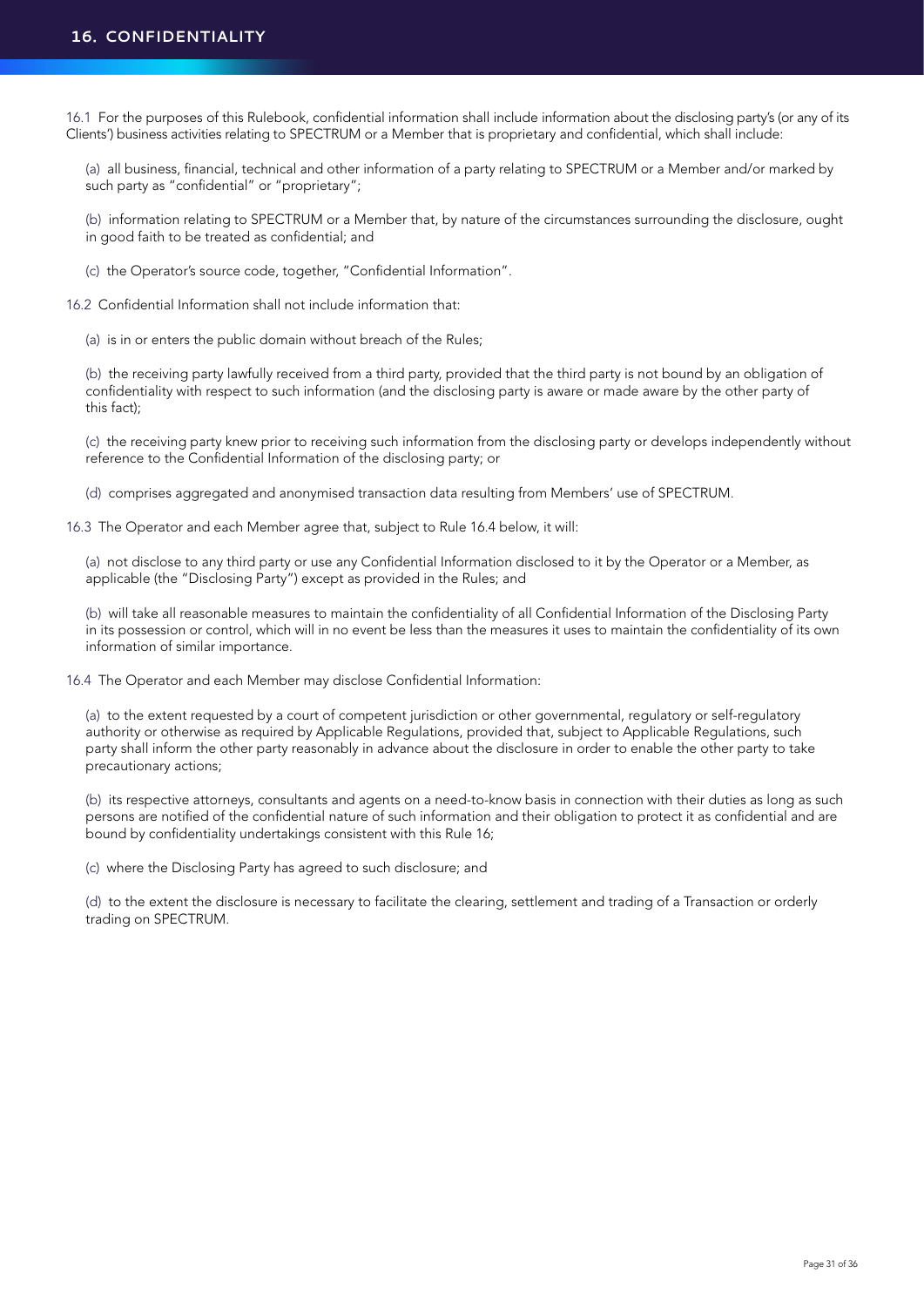## 16. CONFIDENTIALITY

16.1 For the purposes of this Rulebook, confidential information shall include information about the disclosing party's (or any of its Clients') business activities relating to SPECTRUM or a Member that is proprietary and confidential, which shall include:

(a) all business, financial, technical and other information of a party relating to SPECTRUM or a Member and/or marked by such party as "confidential" or "proprietary";

(b) information relating to SPECTRUM or a Member that, by nature of the circumstances surrounding the disclosure, ought in good faith to be treated as confidential; and

(c) the Operator's source code, together, "Confidential Information".

16.2 Confidential Information shall not include information that:

(a) is in or enters the public domain without breach of the Rules;

(b) the receiving party lawfully received from a third party, provided that the third party is not bound by an obligation of confidentiality with respect to such information (and the disclosing party is aware or made aware by the other party of this fact);

(c) the receiving party knew prior to receiving such information from the disclosing party or develops independently without reference to the Confidential Information of the disclosing party; or

(d) comprises aggregated and anonymised transaction data resulting from Members' use of SPECTRUM.

16.3 The Operator and each Member agree that, subject to Rule 16.4 below, it will:

(a) not disclose to any third party or use any Confidential Information disclosed to it by the Operator or a Member, as applicable (the "Disclosing Party") except as provided in the Rules; and

(b) will take all reasonable measures to maintain the confidentiality of all Confidential Information of the Disclosing Party in its possession or control, which will in no event be less than the measures it uses to maintain the confidentiality of its own information of similar importance.

16.4 The Operator and each Member may disclose Confidential Information:

(a) to the extent requested by a court of competent jurisdiction or other governmental, regulatory or self-regulatory authority or otherwise as required by Applicable Regulations, provided that, subject to Applicable Regulations, such party shall inform the other party reasonably in advance about the disclosure in order to enable the other party to take precautionary actions;

(b) its respective attorneys, consultants and agents on a need-to-know basis in connection with their duties as long as such persons are notified of the confidential nature of such information and their obligation to protect it as confidential and are bound by confidentiality undertakings consistent with this Rule 16;

(c) where the Disclosing Party has agreed to such disclosure; and

(d) to the extent the disclosure is necessary to facilitate the clearing, settlement and trading of a Transaction or orderly trading on SPECTRUM.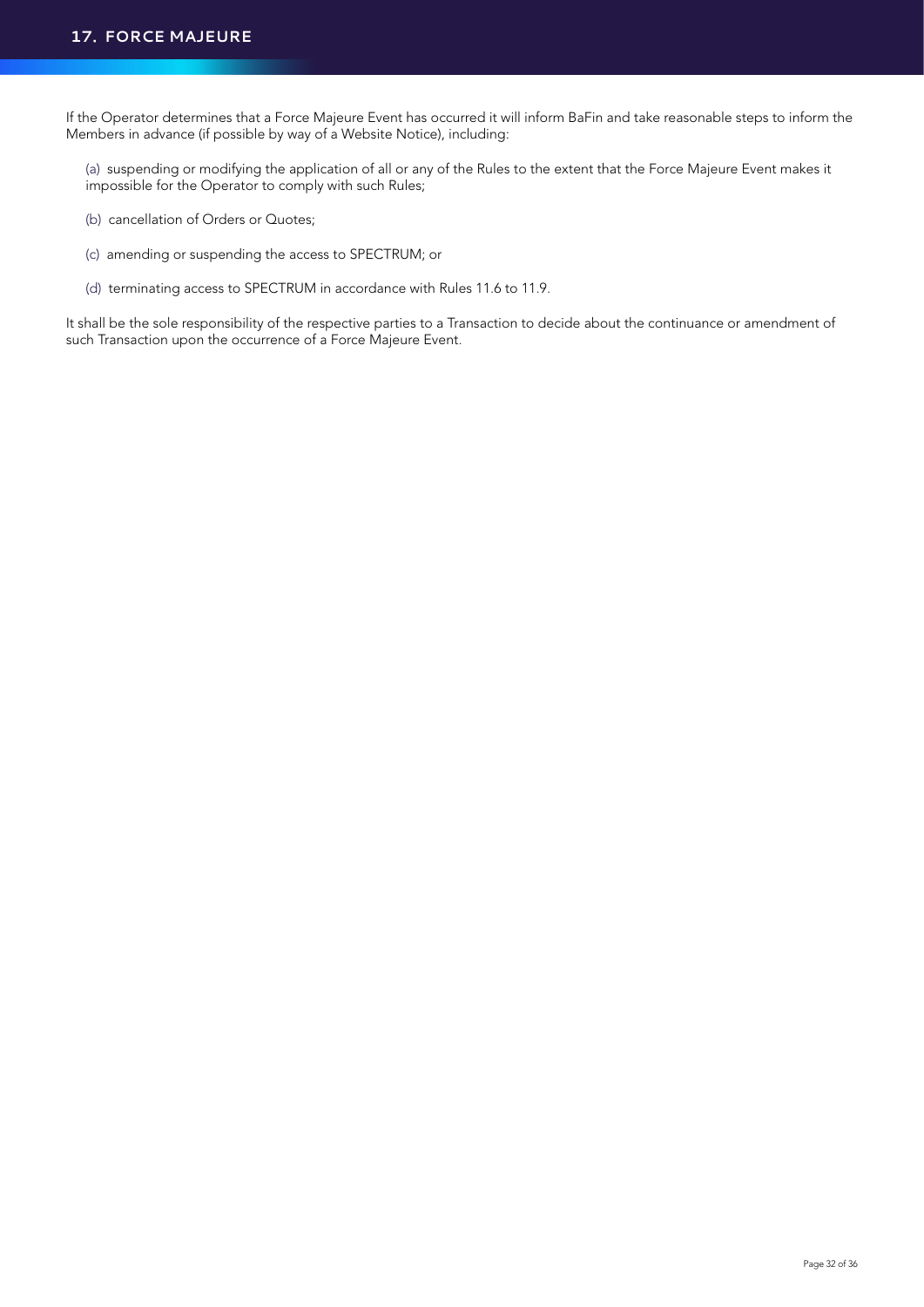## 17. FORCE MAJEURE

If the Operator determines that a Force Majeure Event has occurred it will inform BaFin and take reasonable steps to inform the Members in advance (if possible by way of a Website Notice), including:

(a) suspending or modifying the application of all or any of the Rules to the extent that the Force Majeure Event makes it impossible for the Operator to comply with such Rules;

(b) cancellation of Orders or Quotes;

(c) amending or suspending the access to SPECTRUM; or

(d) terminating access to SPECTRUM in accordance with Rules 11.6 to 11.9.

It shall be the sole responsibility of the respective parties to a Transaction to decide about the continuance or amendment of such Transaction upon the occurrence of a Force Majeure Event.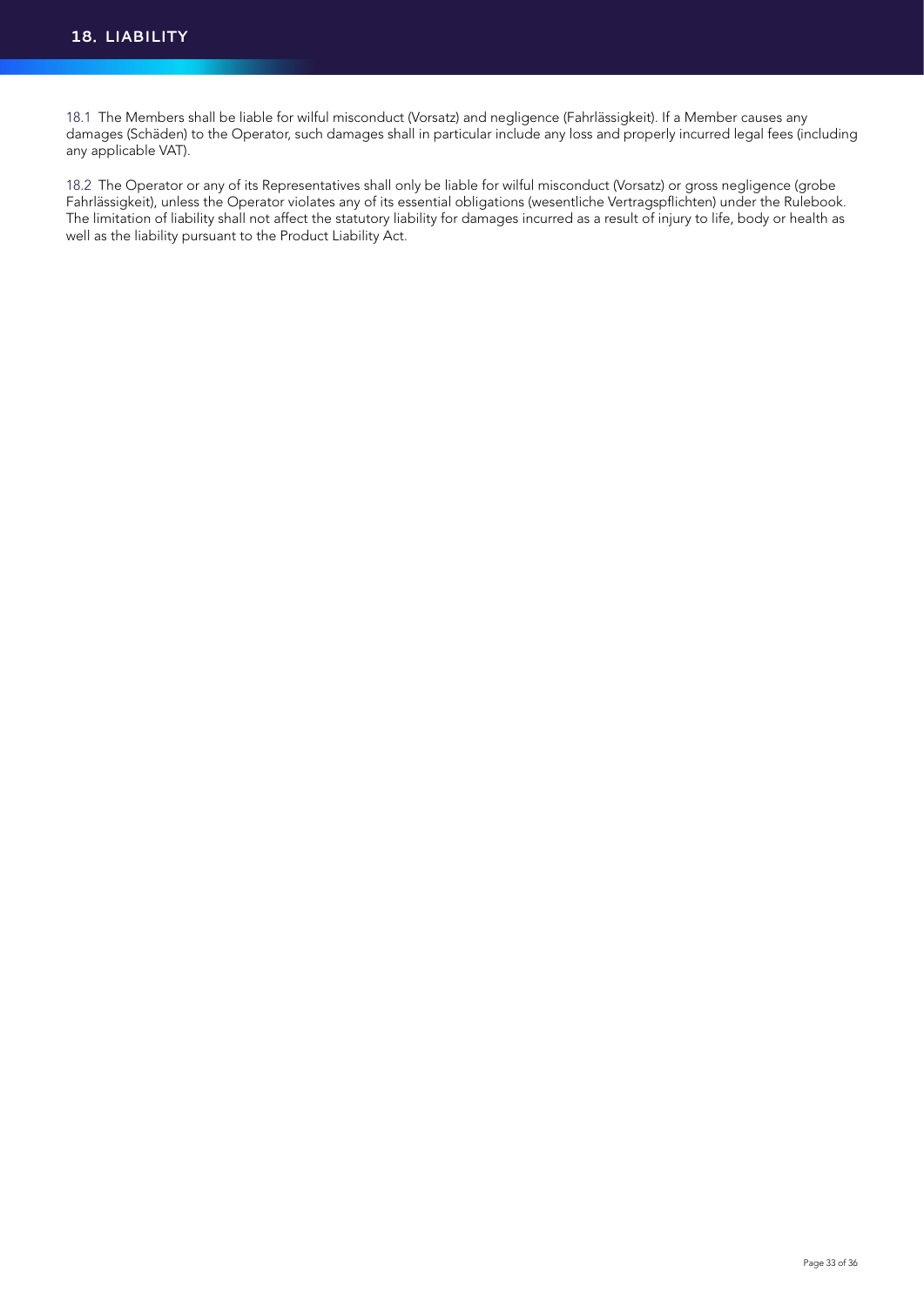## 18. LIABILITY

18.1 The Members shall be liable for wilful misconduct (Vorsatz) and negligence (Fahrlässigkeit). If a Member causes any damages (Schäden) to the Operator, such damages shall in particular include any loss and properly incurred legal fees (including any applicable VAT).

18.2 The Operator or any of its Representatives shall only be liable for wilful misconduct (Vorsatz) or gross negligence (grobe Fahrlässigkeit), unless the Operator violates any of its essential obligations (wesentliche Vertragspflichten) under the Rulebook. The limitation of liability shall not affect the statutory liability for damages incurred as a result of injury to life, body or health as well as the liability pursuant to the Product Liability Act.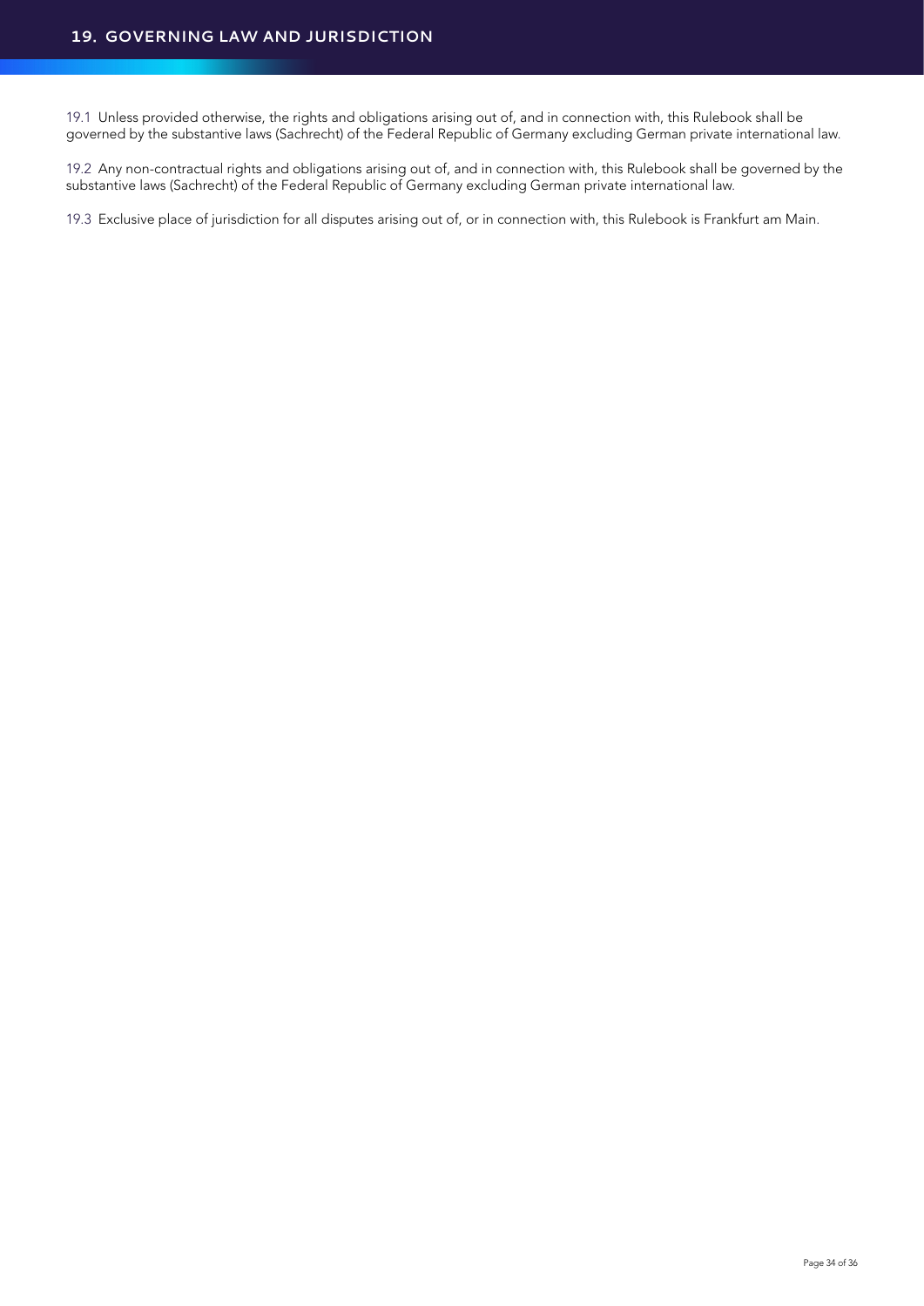# 19. GOVERNING LAW AND JURISDICTION

19.1 Unless provided otherwise, the rights and obligations arising out of, and in connection with, this Rulebook shall be governed by the substantive laws (Sachrecht) of the Federal Republic of Germany excluding German private international law.

19.2 Any non-contractual rights and obligations arising out of, and in connection with, this Rulebook shall be governed by the substantive laws (Sachrecht) of the Federal Republic of Germany excluding German private international law.

19.3 Exclusive place of jurisdiction for all disputes arising out of, or in connection with, this Rulebook is Frankfurt am Main.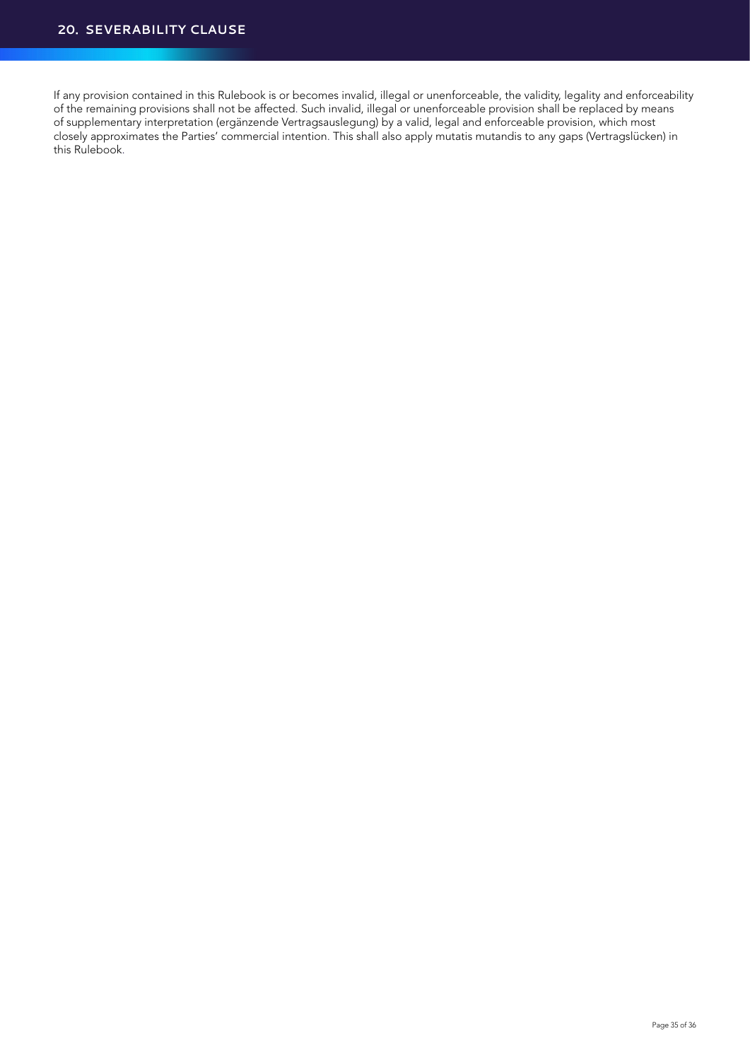## 20. SEVERABILITY CLAUSE

If any provision contained in this Rulebook is or becomes invalid, illegal or unenforceable, the validity, legality and enforceability of the remaining provisions shall not be affected. Such invalid, illegal or unenforceable provision shall be replaced by means of supplementary interpretation (ergänzende Vertragsauslegung) by a valid, legal and enforceable provision, which most closely approximates the Parties' commercial intention. This shall also apply mutatis mutandis to any gaps (Vertragslücken) in this Rulebook.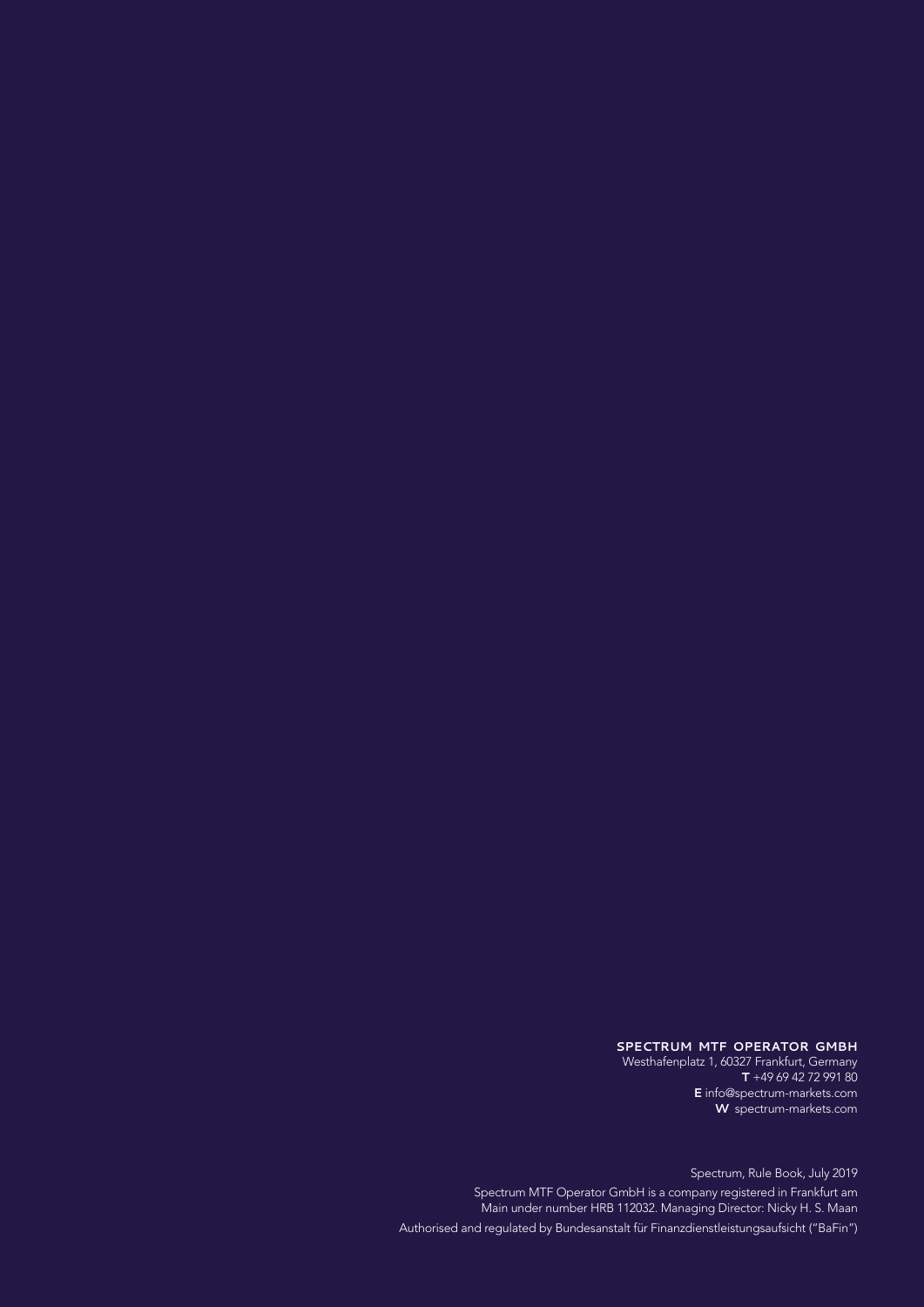**SPECTRUM MTF OPERATOR GMBH**

Westhafenplatz 1, 60327 Frankfurt, Germany

**T** +49 69 42 72 991 80

**E** info@spectrum-markets.com

**W** spectrum-markets.com

Spectrum, Rule Book, July 2019

Spectrum MTF Operator GmbH is a company registered in Frankfurt am Main under number HRB 112032. Managing Director: Nicky H. S. Maan

Authorised and regulated by Bundesanstalt für Finanzdienstleistungsaufsicht ("BaFin")